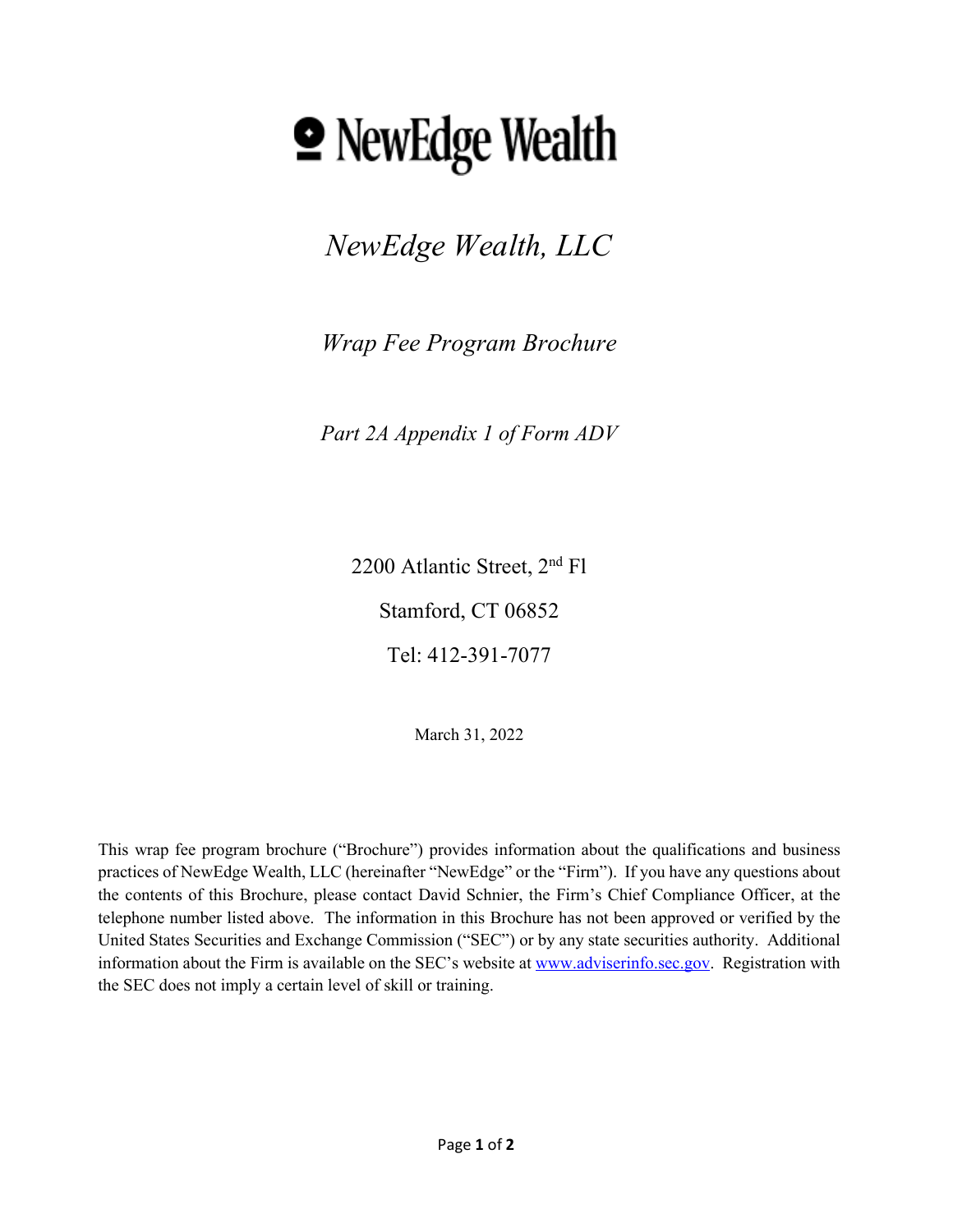# NewEdge Wealth

## *NewEdge Wealth, LLC*

*Wrap Fee Program Brochure*

*Part 2A Appendix 1 of Form ADV*

2200 Atlantic Street, 2nd Fl

Stamford, CT 06852

Tel: 412-391-7077

March 31, 2022

This wrap fee program brochure ("Brochure") provides information about the qualifications and business practices of NewEdge Wealth, LLC (hereinafter "NewEdge" or the "Firm"). If you have any questions about the contents of this Brochure, please contact David Schnier, the Firm's Chief Compliance Officer, at the telephone number listed above. The information in this Brochure has not been approved or verified by the United States Securities and Exchange Commission ("SEC") or by any state securities authority. Additional information about the Firm is available on the SEC's website at www.adviserinfo.sec.gov. Registration with the SEC does not imply a certain level of skill or training.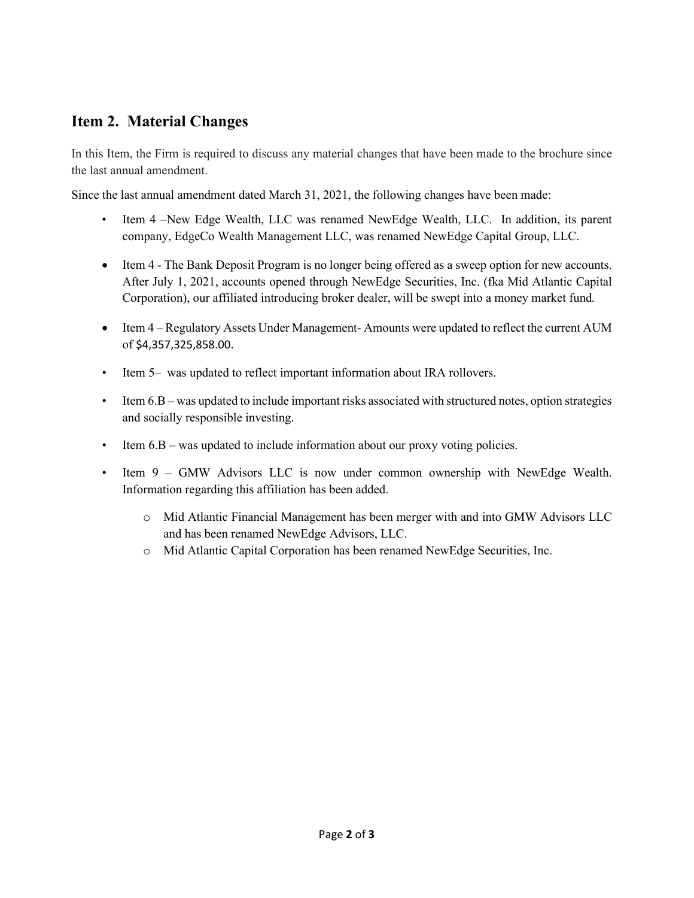## Item 2. Material Changes

In this Item, the Firm is required to discuss any material changes that have been made to the brochure since the last annual amendment.

Since the last annual amendment dated March 31, 2021, the following changes have been made:

- Item 4 –New Edge Wealth, LLC was renamed NewEdge Wealth, LLC. In addition, its parent company, EdgeCo Wealth Management LLC, was renamed NewEdge Capital Group, LLC.
- Item 4 - The Bank Deposit Program is no longer being offered as a sweep option for new accounts. After July 1, 2021, accounts opened through NewEdge Securities, Inc. (fka Mid Atlantic Capital Corporation), our affiliated introducing broker dealer, will be swept into a money market fund.
- Item 4 – Regulatory Assets Under Management- Amounts were updated to reflect the current AUM of $4,357,325,858.00.
- Item 5– was updated to reflect important information about IRA rollovers.
- Item 6.B – was updated to include important risks associated with structured notes, option strategies and socially responsible investing.
- Item 6.B – was updated to include information about our proxy voting policies.
- Item 9 – GMW Advisors LLC is now under common ownership with NewEdge Wealth. Information regarding this affiliation has been added.
    - Mid Atlantic Financial Management has been merger with and into GMW Advisors LLC and has been renamed NewEdge Advisors, LLC.
    - Mid Atlantic Capital Corporation has been renamed NewEdge Securities, Inc.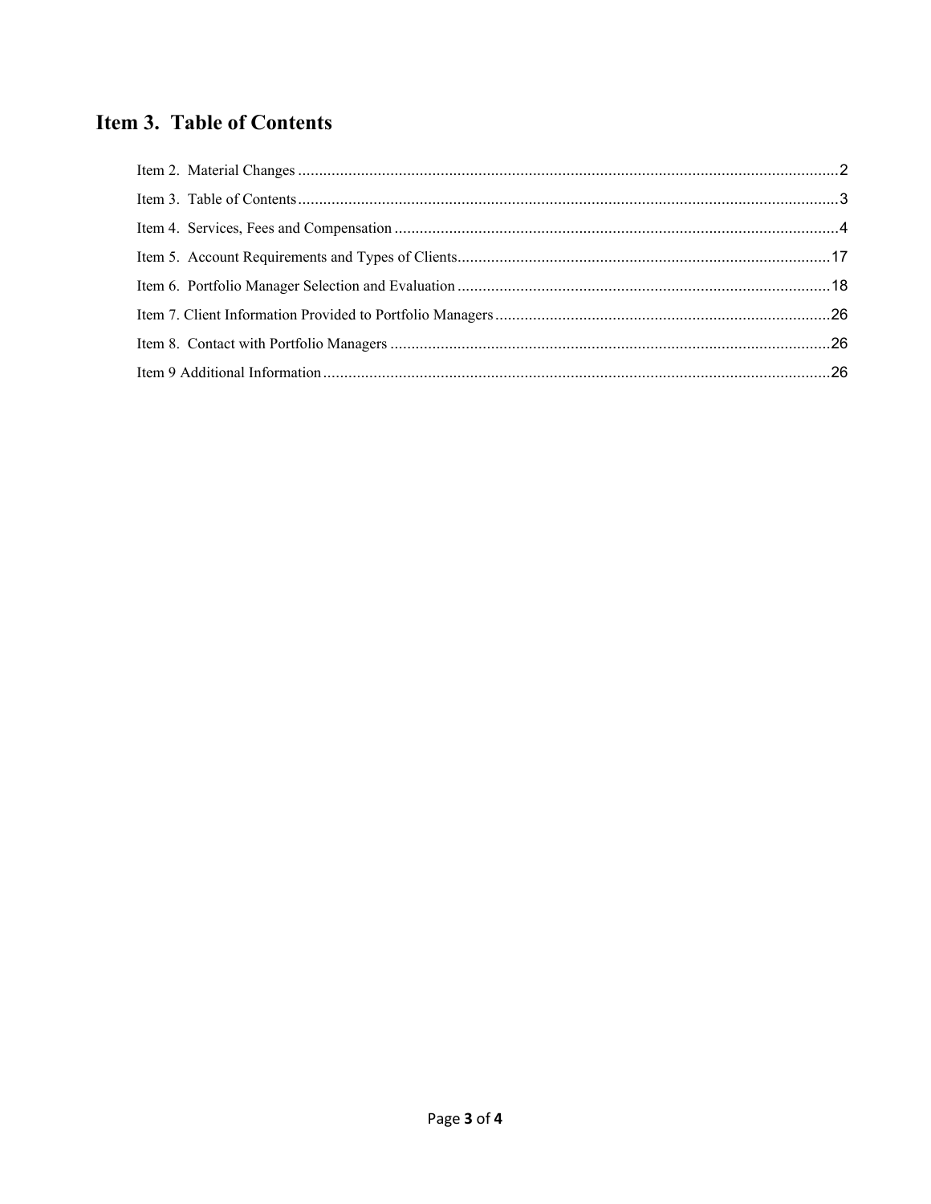# Item 3. Table of Contents

Item 2. Material Changes ........................................................................................................................2

Item 3. Table of Contents........................................................................................................................3

Item 4. Services, Fees and Compensation ..............................................................................................4

Item 5. Account Requirements and Types of Clients.............................................................................17

Item 6. Portfolio Manager Selection and Evaluation ..............................................................................18

Item 7. Client Information Provided to Portfolio Managers...................................................................26

Item 8. Contact with Portfolio Managers ...............................................................................................26

Item 9 Additional Information................................................................................................................26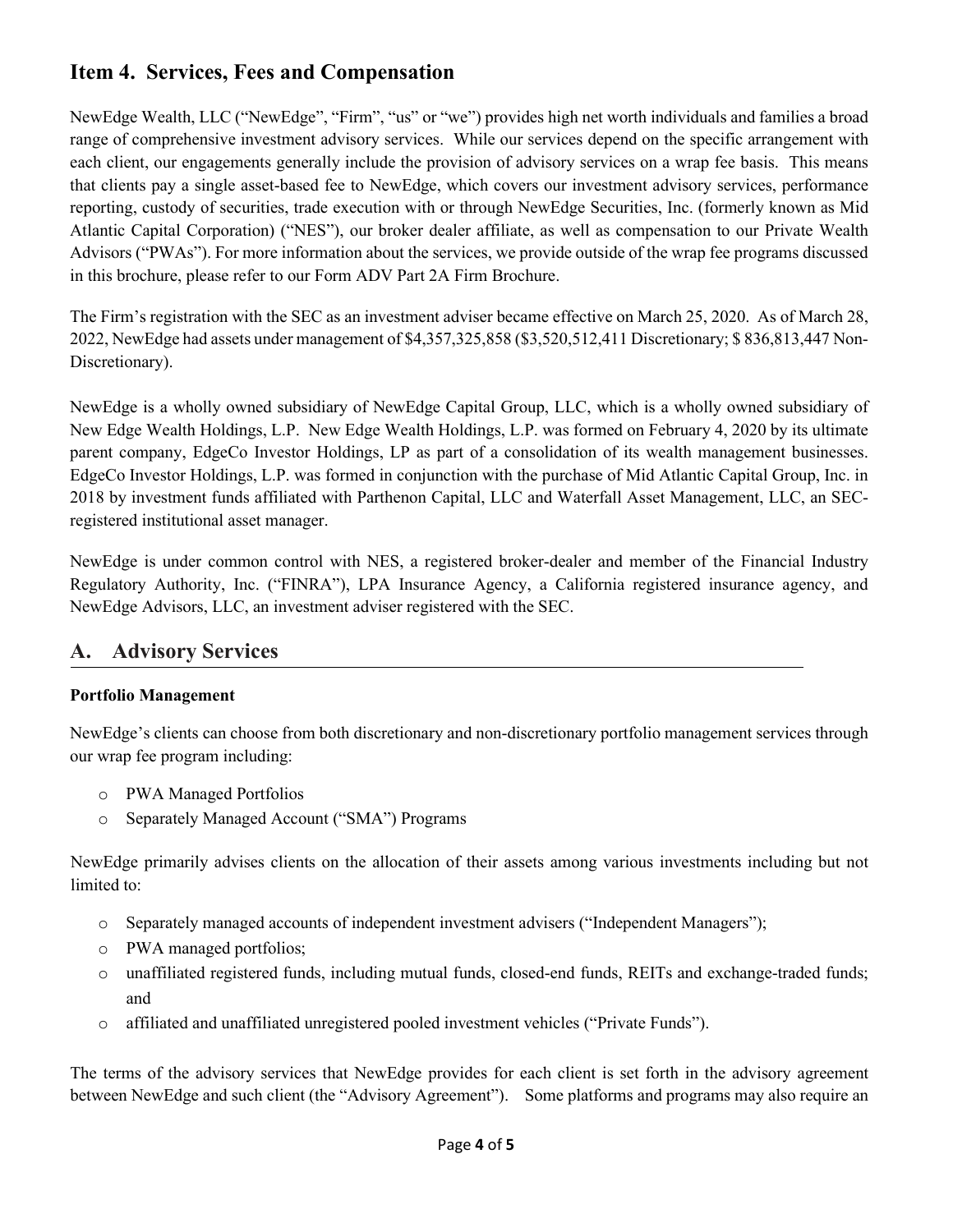## Item 4. Services, Fees and Compensation

NewEdge Wealth, LLC ("NewEdge", "Firm", "us" or "we") provides high net worth individuals and families a broad range of comprehensive investment advisory services. While our services depend on the specific arrangement with each client, our engagements generally include the provision of advisory services on a wrap fee basis. This means that clients pay a single asset-based fee to NewEdge, which covers our investment advisory services, performance reporting, custody of securities, trade execution with or through NewEdge Securities, Inc. (formerly known as Mid Atlantic Capital Corporation) ("NES"), our broker dealer affiliate, as well as compensation to our Private Wealth Advisors ("PWAs"). For more information about the services, we provide outside of the wrap fee programs discussed in this brochure, please refer to our Form ADV Part 2A Firm Brochure.

The Firm's registration with the SEC as an investment adviser became effective on March 25, 2020. As of March 28, 2022, NewEdge had assets under management of $4,357,325,858 ($3,520,512,411 Discretionary; $ 836,813,447 Non-Discretionary).

NewEdge is a wholly owned subsidiary of NewEdge Capital Group, LLC, which is a wholly owned subsidiary of New Edge Wealth Holdings, L.P. New Edge Wealth Holdings, L.P. was formed on February 4, 2020 by its ultimate parent company, EdgeCo Investor Holdings, LP as part of a consolidation of its wealth management businesses. EdgeCo Investor Holdings, L.P. was formed in conjunction with the purchase of Mid Atlantic Capital Group, Inc. in 2018 by investment funds affiliated with Parthenon Capital, LLC and Waterfall Asset Management, LLC, an SEC-registered institutional asset manager.

NewEdge is under common control with NES, a registered broker-dealer and member of the Financial Industry Regulatory Authority, Inc. ("FINRA"), LPA Insurance Agency, a California registered insurance agency, and NewEdge Advisors, LLC, an investment adviser registered with the SEC.

### A. Advisory Services

**Portfolio Management**

NewEdge's clients can choose from both discretionary and non-discretionary portfolio management services through our wrap fee program including:

- PWA Managed Portfolios
- Separately Managed Account ("SMA") Programs

NewEdge primarily advises clients on the allocation of their assets among various investments including but not limited to:

- Separately managed accounts of independent investment advisers ("Independent Managers");
- PWA managed portfolios;
- unaffiliated registered funds, including mutual funds, closed-end funds, REITs and exchange-traded funds; and
- affiliated and unaffiliated unregistered pooled investment vehicles ("Private Funds").

The terms of the advisory services that NewEdge provides for each client is set forth in the advisory agreement between NewEdge and such client (the "Advisory Agreement"). Some platforms and programs may also require an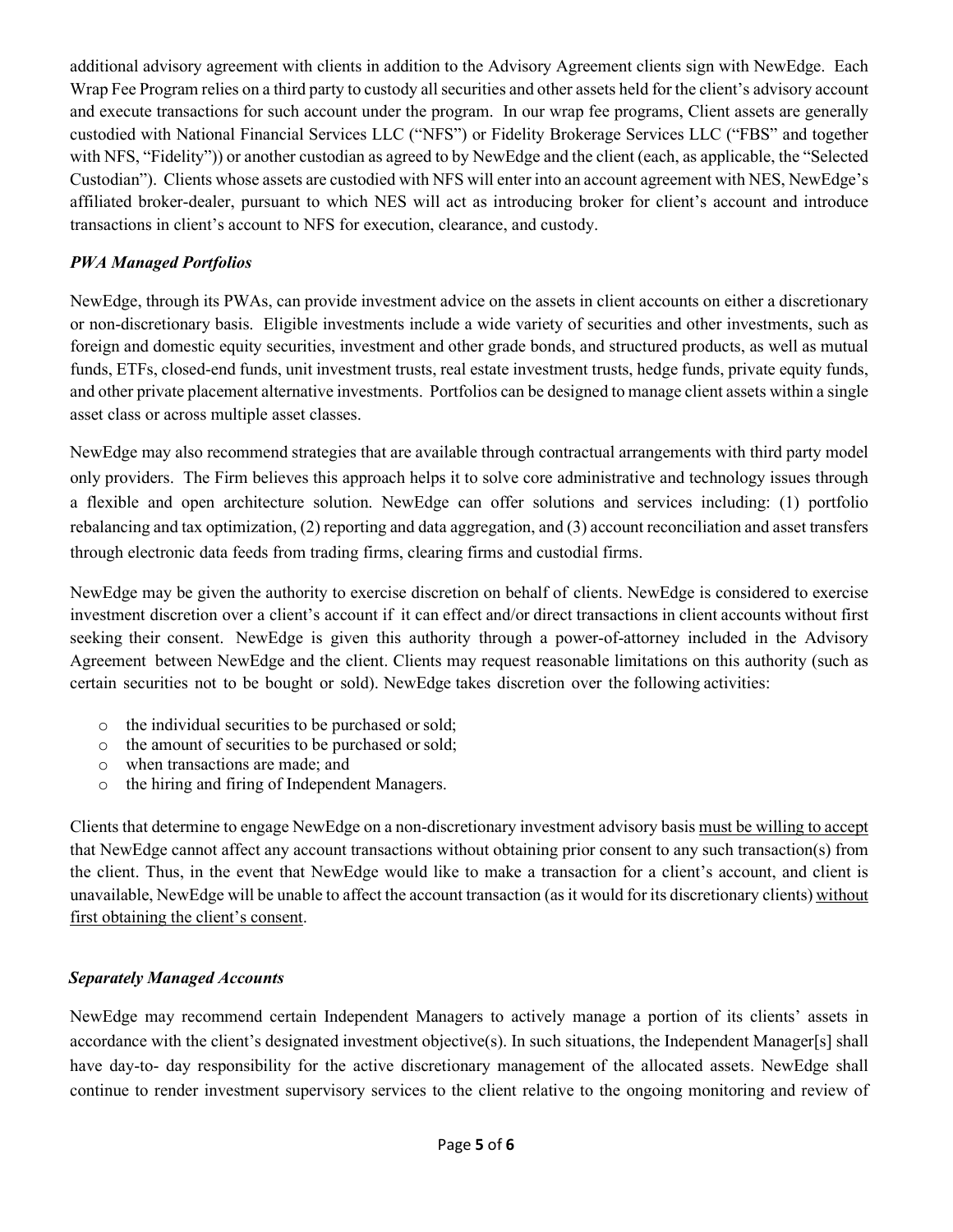additional advisory agreement with clients in addition to the Advisory Agreement clients sign with NewEdge. Each Wrap Fee Program relies on a third party to custody all securities and other assets held for the client's advisory account and execute transactions for such account under the program. In our wrap fee programs, Client assets are generally custodied with National Financial Services LLC ("NFS") or Fidelity Brokerage Services LLC ("FBS" and together with NFS, "Fidelity")) or another custodian as agreed to by NewEdge and the client (each, as applicable, the "Selected Custodian"). Clients whose assets are custodied with NFS will enter into an account agreement with NES, NewEdge's affiliated broker-dealer, pursuant to which NES will act as introducing broker for client's account and introduce transactions in client's account to NFS for execution, clearance, and custody.

### *PWA Managed Portfolios*

NewEdge, through its PWAs, can provide investment advice on the assets in client accounts on either a discretionary or non-discretionary basis. Eligible investments include a wide variety of securities and other investments, such as foreign and domestic equity securities, investment and other grade bonds, and structured products, as well as mutual funds, ETFs, closed-end funds, unit investment trusts, real estate investment trusts, hedge funds, private equity funds, and other private placement alternative investments. Portfolios can be designed to manage client assets within a single asset class or across multiple asset classes.

NewEdge may also recommend strategies that are available through contractual arrangements with third party model only providers. The Firm believes this approach helps it to solve core administrative and technology issues through a flexible and open architecture solution. NewEdge can offer solutions and services including: (1) portfolio rebalancing and tax optimization, (2) reporting and data aggregation, and (3) account reconciliation and asset transfers through electronic data feeds from trading firms, clearing firms and custodial firms.

NewEdge may be given the authority to exercise discretion on behalf of clients. NewEdge is considered to exercise investment discretion over a client's account if it can effect and/or direct transactions in client accounts without first seeking their consent. NewEdge is given this authority through a power-of-attorney included in the Advisory Agreement between NewEdge and the client. Clients may request reasonable limitations on this authority (such as certain securities not to be bought or sold). NewEdge takes discretion over the following activities:

- the individual securities to be purchased or sold;
- the amount of securities to be purchased or sold;
- when transactions are made; and
- the hiring and firing of Independent Managers.

Clients that determine to engage NewEdge on a non-discretionary investment advisory basis <u>must be willing to accept</u> that NewEdge cannot affect any account transactions without obtaining prior consent to any such transaction(s) from the client. Thus, in the event that NewEdge would like to make a transaction for a client's account, and client is unavailable, NewEdge will be unable to affect the account transaction (as it would for its discretionary clients) <u>without first obtaining the client's consent</u>.

### *Separately Managed Accounts*

NewEdge may recommend certain Independent Managers to actively manage a portion of its clients' assets in accordance with the client's designated investment objective(s). In such situations, the Independent Manager[s] shall have day-to- day responsibility for the active discretionary management of the allocated assets. NewEdge shall continue to render investment supervisory services to the client relative to the ongoing monitoring and review of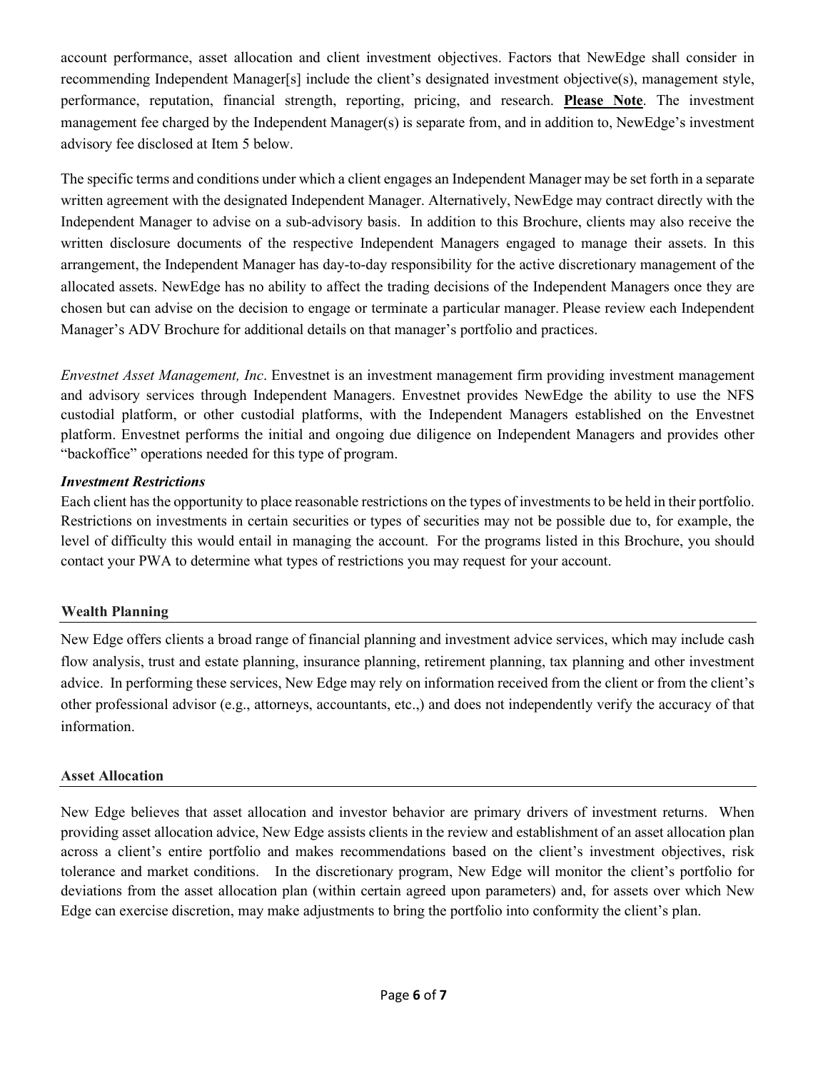account performance, asset allocation and client investment objectives. Factors that NewEdge shall consider in recommending Independent Manager[s] include the client's designated investment objective(s), management style, performance, reputation, financial strength, reporting, pricing, and research. **Please Note**. The investment management fee charged by the Independent Manager(s) is separate from, and in addition to, NewEdge's investment advisory fee disclosed at Item 5 below.

The specific terms and conditions under which a client engages an Independent Manager may be set forth in a separate written agreement with the designated Independent Manager. Alternatively, NewEdge may contract directly with the Independent Manager to advise on a sub-advisory basis. In addition to this Brochure, clients may also receive the written disclosure documents of the respective Independent Managers engaged to manage their assets. In this arrangement, the Independent Manager has day-to-day responsibility for the active discretionary management of the allocated assets. NewEdge has no ability to affect the trading decisions of the Independent Managers once they are chosen but can advise on the decision to engage or terminate a particular manager. Please review each Independent Manager's ADV Brochure for additional details on that manager's portfolio and practices.

*Envestnet Asset Management, Inc*. Envestnet is an investment management firm providing investment management and advisory services through Independent Managers. Envestnet provides NewEdge the ability to use the NFS custodial platform, or other custodial platforms, with the Independent Managers established on the Envestnet platform. Envestnet performs the initial and ongoing due diligence on Independent Managers and provides other "backoffice" operations needed for this type of program.

***Investment Restrictions***

Each client has the opportunity to place reasonable restrictions on the types of investments to be held in their portfolio. Restrictions on investments in certain securities or types of securities may not be possible due to, for example, the level of difficulty this would entail in managing the account. For the programs listed in this Brochure, you should contact your PWA to determine what types of restrictions you may request for your account.

**Wealth Planning**

New Edge offers clients a broad range of financial planning and investment advice services, which may include cash flow analysis, trust and estate planning, insurance planning, retirement planning, tax planning and other investment advice. In performing these services, New Edge may rely on information received from the client or from the client's other professional advisor (e.g., attorneys, accountants, etc.,) and does not independently verify the accuracy of that information.

**Asset Allocation**

New Edge believes that asset allocation and investor behavior are primary drivers of investment returns. When providing asset allocation advice, New Edge assists clients in the review and establishment of an asset allocation plan across a client's entire portfolio and makes recommendations based on the client's investment objectives, risk tolerance and market conditions. In the discretionary program, New Edge will monitor the client's portfolio for deviations from the asset allocation plan (within certain agreed upon parameters) and, for assets over which New Edge can exercise discretion, may make adjustments to bring the portfolio into conformity the client's plan.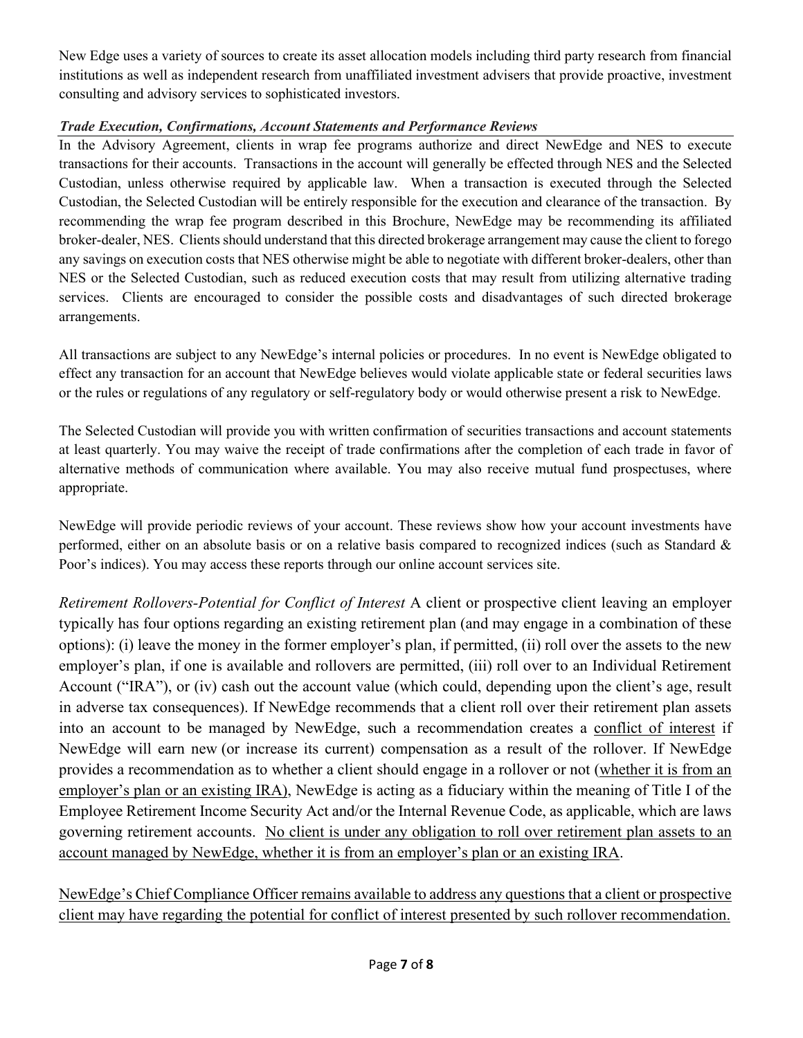New Edge uses a variety of sources to create its asset allocation models including third party research from financial institutions as well as independent research from unaffiliated investment advisers that provide proactive, investment consulting and advisory services to sophisticated investors.

***Trade Execution, Confirmations, Account Statements and Performance Reviews***

In the Advisory Agreement, clients in wrap fee programs authorize and direct NewEdge and NES to execute transactions for their accounts. Transactions in the account will generally be effected through NES and the Selected Custodian, unless otherwise required by applicable law. When a transaction is executed through the Selected Custodian, the Selected Custodian will be entirely responsible for the execution and clearance of the transaction. By recommending the wrap fee program described in this Brochure, NewEdge may be recommending its affiliated broker-dealer, NES. Clients should understand that this directed brokerage arrangement may cause the client to forego any savings on execution costs that NES otherwise might be able to negotiate with different broker-dealers, other than NES or the Selected Custodian, such as reduced execution costs that may result from utilizing alternative trading services. Clients are encouraged to consider the possible costs and disadvantages of such directed brokerage arrangements.

All transactions are subject to any NewEdge's internal policies or procedures. In no event is NewEdge obligated to effect any transaction for an account that NewEdge believes would violate applicable state or federal securities laws or the rules or regulations of any regulatory or self-regulatory body or would otherwise present a risk to NewEdge.

The Selected Custodian will provide you with written confirmation of securities transactions and account statements at least quarterly. You may waive the receipt of trade confirmations after the completion of each trade in favor of alternative methods of communication where available. You may also receive mutual fund prospectuses, where appropriate.

NewEdge will provide periodic reviews of your account. These reviews show how your account investments have performed, either on an absolute basis or on a relative basis compared to recognized indices (such as Standard & Poor's indices). You may access these reports through our online account services site.

*Retirement Rollovers-Potential for Conflict of Interest* A client or prospective client leaving an employer typically has four options regarding an existing retirement plan (and may engage in a combination of these options): (i) leave the money in the former employer's plan, if permitted, (ii) roll over the assets to the new employer's plan, if one is available and rollovers are permitted, (iii) roll over to an Individual Retirement Account ("IRA"), or (iv) cash out the account value (which could, depending upon the client's age, result in adverse tax consequences). If NewEdge recommends that a client roll over their retirement plan assets into an account to be managed by NewEdge, such a recommendation creates a <u>conflict of interest</u> if NewEdge will earn new (or increase its current) compensation as a result of the rollover. If NewEdge provides a recommendation as to whether a client should engage in a rollover or not (<u>whether it is from an employer's plan or an existing IRA)</u>, NewEdge is acting as a fiduciary within the meaning of Title I of the Employee Retirement Income Security Act and/or the Internal Revenue Code, as applicable, which are laws governing retirement accounts. <u>No client is under any obligation to roll over retirement plan assets to an account managed by NewEdge, whether it is from an employer's plan or an existing IRA</u>.

<u>NewEdge's Chief Compliance Officer remains available to address any questions that a client or prospective client may have regarding the potential for conflict of interest presented by such rollover recommendation.</u>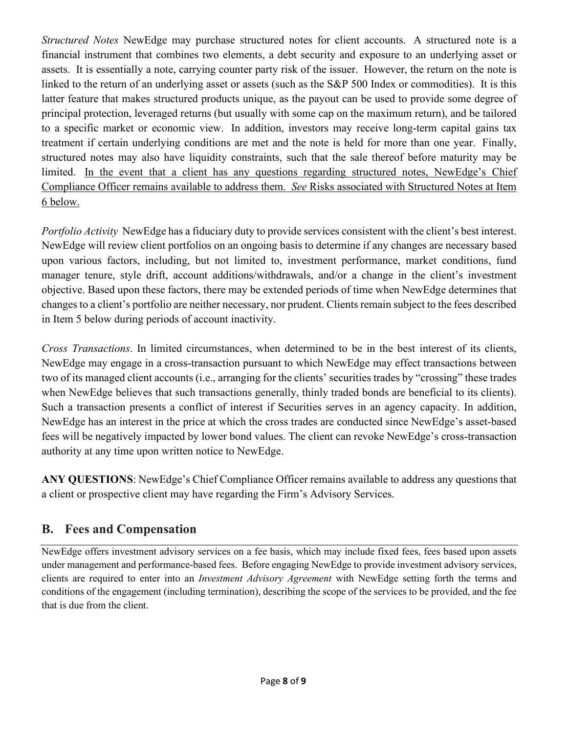*Structured Notes* NewEdge may purchase structured notes for client accounts. A structured note is a financial instrument that combines two elements, a debt security and exposure to an underlying asset or assets. It is essentially a note, carrying counter party risk of the issuer. However, the return on the note is linked to the return of an underlying asset or assets (such as the S&P 500 Index or commodities). It is this latter feature that makes structured products unique, as the payout can be used to provide some degree of principal protection, leveraged returns (but usually with some cap on the maximum return), and be tailored to a specific market or economic view. In addition, investors may receive long-term capital gains tax treatment if certain underlying conditions are met and the note is held for more than one year. Finally, structured notes may also have liquidity constraints, such that the sale thereof before maturity may be limited. <u>In the event that a client has any questions regarding structured notes, NewEdge's Chief Compliance Officer remains available to address them. *See* Risks associated with Structured Notes at Item 6 below.</u>

*Portfolio Activity* NewEdge has a fiduciary duty to provide services consistent with the client's best interest. NewEdge will review client portfolios on an ongoing basis to determine if any changes are necessary based upon various factors, including, but not limited to, investment performance, market conditions, fund manager tenure, style drift, account additions/withdrawals, and/or a change in the client's investment objective. Based upon these factors, there may be extended periods of time when NewEdge determines that changes to a client's portfolio are neither necessary, nor prudent. Clients remain subject to the fees described in Item 5 below during periods of account inactivity.

*Cross Transactions*. In limited circumstances, when determined to be in the best interest of its clients, NewEdge may engage in a cross-transaction pursuant to which NewEdge may effect transactions between two of its managed client accounts (i.e., arranging for the clients' securities trades by "crossing" these trades when NewEdge believes that such transactions generally, thinly traded bonds are beneficial to its clients). Such a transaction presents a conflict of interest if Securities serves in an agency capacity. In addition, NewEdge has an interest in the price at which the cross trades are conducted since NewEdge's asset-based fees will be negatively impacted by lower bond values. The client can revoke NewEdge's cross-transaction authority at any time upon written notice to NewEdge.

**ANY QUESTIONS**: NewEdge's Chief Compliance Officer remains available to address any questions that a client or prospective client may have regarding the Firm's Advisory Services.

## B. Fees and Compensation

NewEdge offers investment advisory services on a fee basis, which may include fixed fees, fees based upon assets under management and performance-based fees. Before engaging NewEdge to provide investment advisory services, clients are required to enter into an *Investment Advisory Agreement* with NewEdge setting forth the terms and conditions of the engagement (including termination), describing the scope of the services to be provided, and the fee that is due from the client.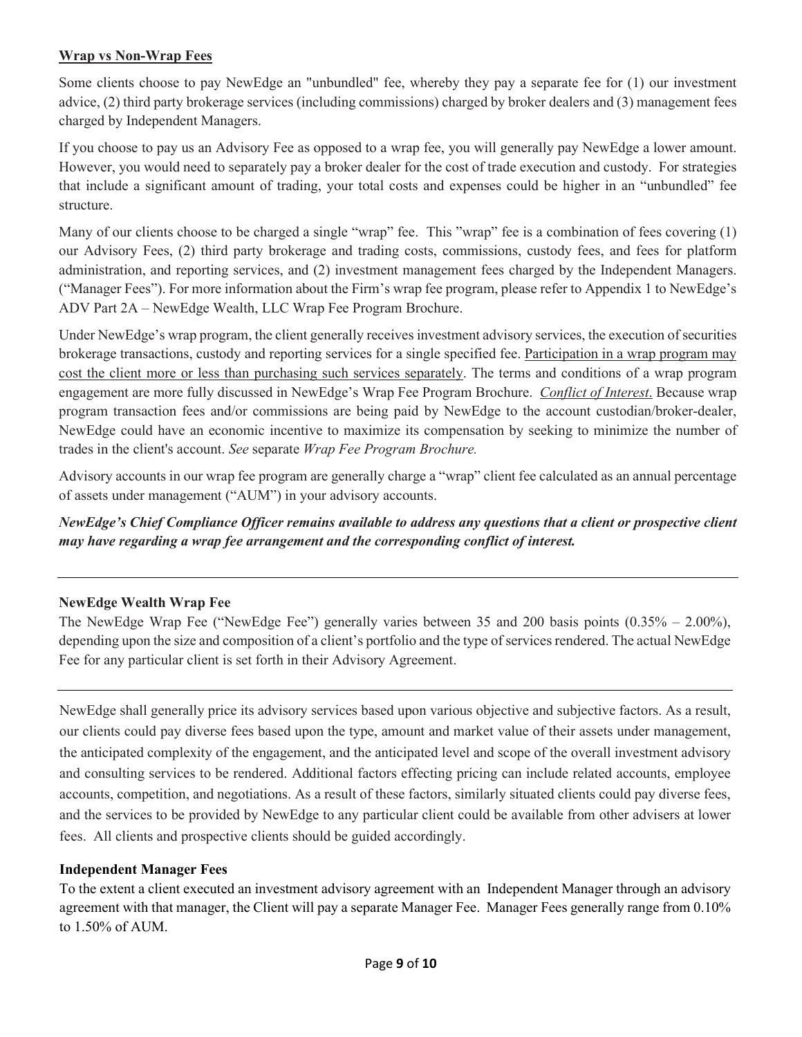**Wrap vs Non-Wrap Fees**

Some clients choose to pay NewEdge an "unbundled" fee, whereby they pay a separate fee for (1) our investment advice, (2) third party brokerage services (including commissions) charged by broker dealers and (3) management fees charged by Independent Managers.

If you choose to pay us an Advisory Fee as opposed to a wrap fee, you will generally pay NewEdge a lower amount. However, you would need to separately pay a broker dealer for the cost of trade execution and custody. For strategies that include a significant amount of trading, your total costs and expenses could be higher in an "unbundled" fee structure.

Many of our clients choose to be charged a single "wrap" fee. This "wrap" fee is a combination of fees covering (1) our Advisory Fees, (2) third party brokerage and trading costs, commissions, custody fees, and fees for platform administration, and reporting services, and (2) investment management fees charged by the Independent Managers. ("Manager Fees"). For more information about the Firm's wrap fee program, please refer to Appendix 1 to NewEdge's ADV Part 2A – NewEdge Wealth, LLC Wrap Fee Program Brochure.

Under NewEdge's wrap program, the client generally receives investment advisory services, the execution of securities brokerage transactions, custody and reporting services for a single specified fee. Participation in a wrap program may cost the client more or less than purchasing such services separately. The terms and conditions of a wrap program engagement are more fully discussed in NewEdge's Wrap Fee Program Brochure. *Conflict of Interest*. Because wrap program transaction fees and/or commissions are being paid by NewEdge to the account custodian/broker-dealer, NewEdge could have an economic incentive to maximize its compensation by seeking to minimize the number of trades in the client's account. *See* separate *Wrap Fee Program Brochure.*

Advisory accounts in our wrap fee program are generally charge a "wrap" client fee calculated as an annual percentage of assets under management ("AUM") in your advisory accounts.

***NewEdge's Chief Compliance Officer remains available to address any questions that a client or prospective client may have regarding a wrap fee arrangement and the corresponding conflict of interest.***

---

**NewEdge Wealth Wrap Fee**

The NewEdge Wrap Fee ("NewEdge Fee") generally varies between 35 and 200 basis points (0.35% – 2.00%), depending upon the size and composition of a client's portfolio and the type of services rendered. The actual NewEdge Fee for any particular client is set forth in their Advisory Agreement.

---

NewEdge shall generally price its advisory services based upon various objective and subjective factors. As a result, our clients could pay diverse fees based upon the type, amount and market value of their assets under management, the anticipated complexity of the engagement, and the anticipated level and scope of the overall investment advisory and consulting services to be rendered. Additional factors effecting pricing can include related accounts, employee accounts, competition, and negotiations. As a result of these factors, similarly situated clients could pay diverse fees, and the services to be provided by NewEdge to any particular client could be available from other advisers at lower fees. All clients and prospective clients should be guided accordingly.

**Independent Manager Fees**

To the extent a client executed an investment advisory agreement with an Independent Manager through an advisory agreement with that manager, the Client will pay a separate Manager Fee. Manager Fees generally range from 0.10% to 1.50% of AUM.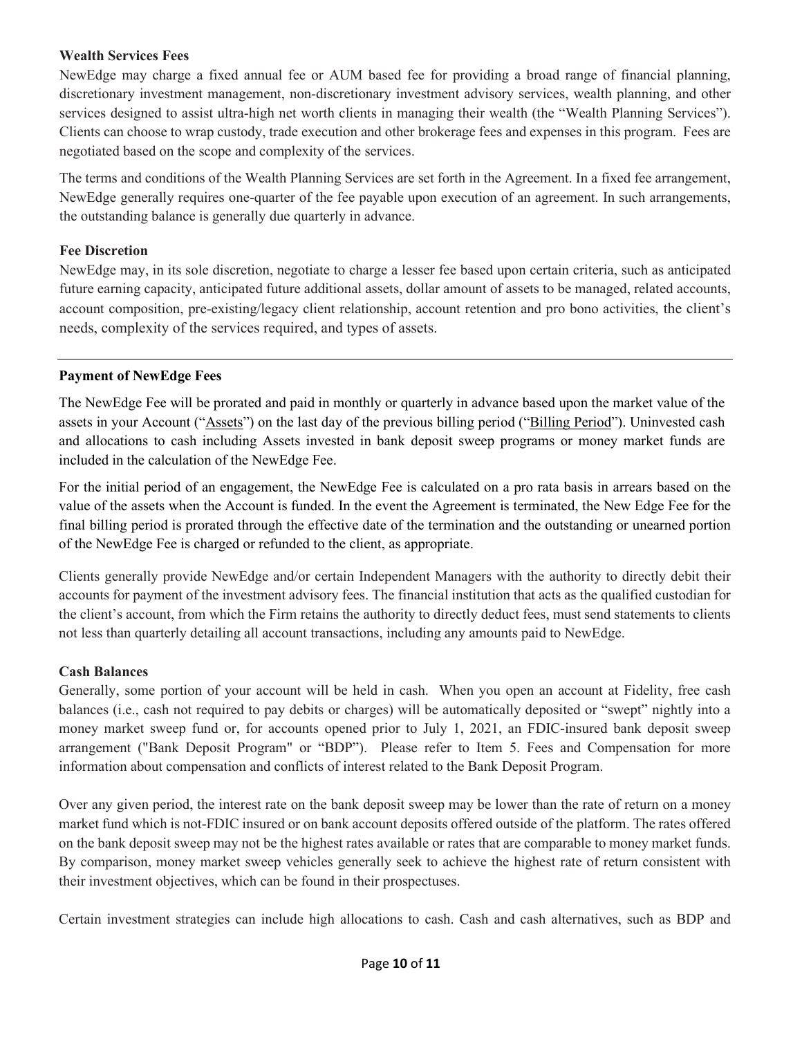**Wealth Services Fees**

NewEdge may charge a fixed annual fee or AUM based fee for providing a broad range of financial planning, discretionary investment management, non-discretionary investment advisory services, wealth planning, and other services designed to assist ultra-high net worth clients in managing their wealth (the "Wealth Planning Services"). Clients can choose to wrap custody, trade execution and other brokerage fees and expenses in this program. Fees are negotiated based on the scope and complexity of the services.

The terms and conditions of the Wealth Planning Services are set forth in the Agreement. In a fixed fee arrangement, NewEdge generally requires one-quarter of the fee payable upon execution of an agreement. In such arrangements, the outstanding balance is generally due quarterly in advance.

**Fee Discretion**

NewEdge may, in its sole discretion, negotiate to charge a lesser fee based upon certain criteria, such as anticipated future earning capacity, anticipated future additional assets, dollar amount of assets to be managed, related accounts, account composition, pre-existing/legacy client relationship, account retention and pro bono activities, the client's needs, complexity of the services required, and types of assets.

---

**Payment of NewEdge Fees**

The NewEdge Fee will be prorated and paid in monthly or quarterly in advance based upon the market value of the assets in your Account ("Assets") on the last day of the previous billing period ("Billing Period"). Uninvested cash and allocations to cash including Assets invested in bank deposit sweep programs or money market funds are included in the calculation of the NewEdge Fee.

For the initial period of an engagement, the NewEdge Fee is calculated on a pro rata basis in arrears based on the value of the assets when the Account is funded. In the event the Agreement is terminated, the New Edge Fee for the final billing period is prorated through the effective date of the termination and the outstanding or unearned portion of the NewEdge Fee is charged or refunded to the client, as appropriate.

Clients generally provide NewEdge and/or certain Independent Managers with the authority to directly debit their accounts for payment of the investment advisory fees. The financial institution that acts as the qualified custodian for the client's account, from which the Firm retains the authority to directly deduct fees, must send statements to clients not less than quarterly detailing all account transactions, including any amounts paid to NewEdge.

**Cash Balances**

Generally, some portion of your account will be held in cash. When you open an account at Fidelity, free cash balances (i.e., cash not required to pay debits or charges) will be automatically deposited or "swept" nightly into a money market sweep fund or, for accounts opened prior to July 1, 2021, an FDIC-insured bank deposit sweep arrangement ("Bank Deposit Program" or "BDP"). Please refer to Item 5. Fees and Compensation for more information about compensation and conflicts of interest related to the Bank Deposit Program.

Over any given period, the interest rate on the bank deposit sweep may be lower than the rate of return on a money market fund which is not-FDIC insured or on bank account deposits offered outside of the platform. The rates offered on the bank deposit sweep may not be the highest rates available or rates that are comparable to money market funds. By comparison, money market sweep vehicles generally seek to achieve the highest rate of return consistent with their investment objectives, which can be found in their prospectuses.

Certain investment strategies can include high allocations to cash. Cash and cash alternatives, such as BDP and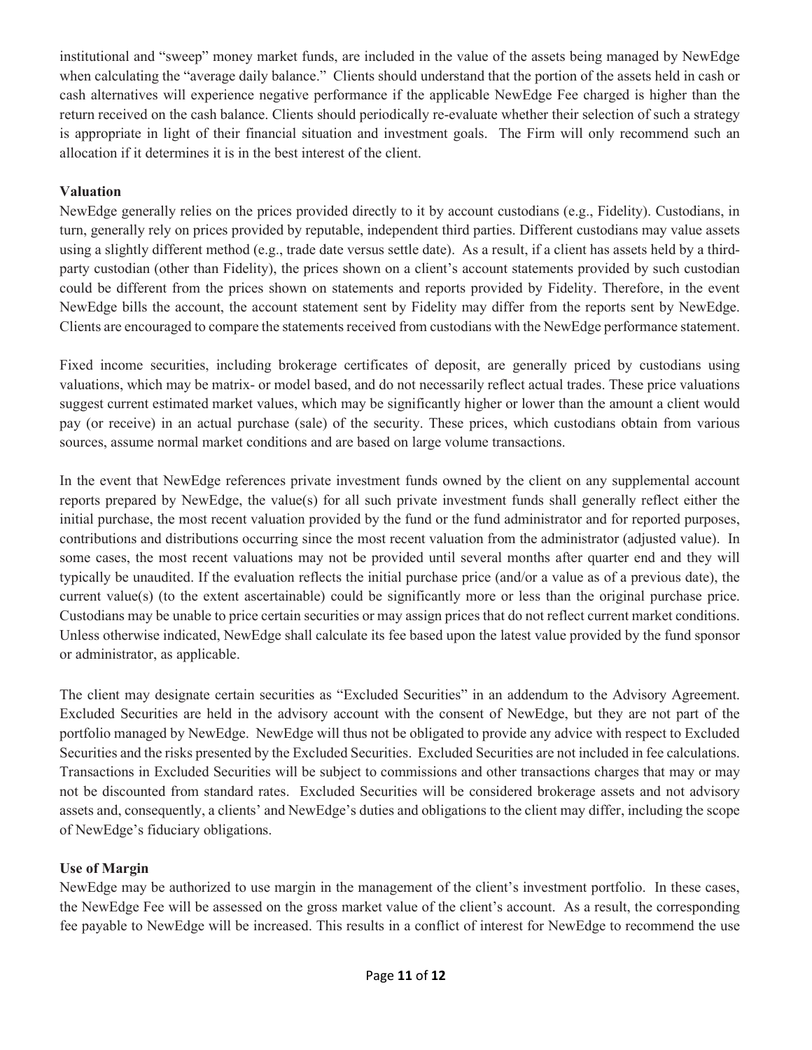institutional and "sweep" money market funds, are included in the value of the assets being managed by NewEdge when calculating the "average daily balance." Clients should understand that the portion of the assets held in cash or cash alternatives will experience negative performance if the applicable NewEdge Fee charged is higher than the return received on the cash balance. Clients should periodically re-evaluate whether their selection of such a strategy is appropriate in light of their financial situation and investment goals. The Firm will only recommend such an allocation if it determines it is in the best interest of the client.

**Valuation**

NewEdge generally relies on the prices provided directly to it by account custodians (e.g., Fidelity). Custodians, in turn, generally rely on prices provided by reputable, independent third parties. Different custodians may value assets using a slightly different method (e.g., trade date versus settle date). As a result, if a client has assets held by a third-party custodian (other than Fidelity), the prices shown on a client's account statements provided by such custodian could be different from the prices shown on statements and reports provided by Fidelity. Therefore, in the event NewEdge bills the account, the account statement sent by Fidelity may differ from the reports sent by NewEdge. Clients are encouraged to compare the statements received from custodians with the NewEdge performance statement.

Fixed income securities, including brokerage certificates of deposit, are generally priced by custodians using valuations, which may be matrix- or model based, and do not necessarily reflect actual trades. These price valuations suggest current estimated market values, which may be significantly higher or lower than the amount a client would pay (or receive) in an actual purchase (sale) of the security. These prices, which custodians obtain from various sources, assume normal market conditions and are based on large volume transactions.

In the event that NewEdge references private investment funds owned by the client on any supplemental account reports prepared by NewEdge, the value(s) for all such private investment funds shall generally reflect either the initial purchase, the most recent valuation provided by the fund or the fund administrator and for reported purposes, contributions and distributions occurring since the most recent valuation from the administrator (adjusted value). In some cases, the most recent valuations may not be provided until several months after quarter end and they will typically be unaudited. If the evaluation reflects the initial purchase price (and/or a value as of a previous date), the current value(s) (to the extent ascertainable) could be significantly more or less than the original purchase price. Custodians may be unable to price certain securities or may assign prices that do not reflect current market conditions. Unless otherwise indicated, NewEdge shall calculate its fee based upon the latest value provided by the fund sponsor or administrator, as applicable.

The client may designate certain securities as "Excluded Securities" in an addendum to the Advisory Agreement. Excluded Securities are held in the advisory account with the consent of NewEdge, but they are not part of the portfolio managed by NewEdge. NewEdge will thus not be obligated to provide any advice with respect to Excluded Securities and the risks presented by the Excluded Securities. Excluded Securities are not included in fee calculations. Transactions in Excluded Securities will be subject to commissions and other transactions charges that may or may not be discounted from standard rates. Excluded Securities will be considered brokerage assets and not advisory assets and, consequently, a clients' and NewEdge's duties and obligations to the client may differ, including the scope of NewEdge's fiduciary obligations.

**Use of Margin**

NewEdge may be authorized to use margin in the management of the client's investment portfolio. In these cases, the NewEdge Fee will be assessed on the gross market value of the client's account. As a result, the corresponding fee payable to NewEdge will be increased. This results in a conflict of interest for NewEdge to recommend the use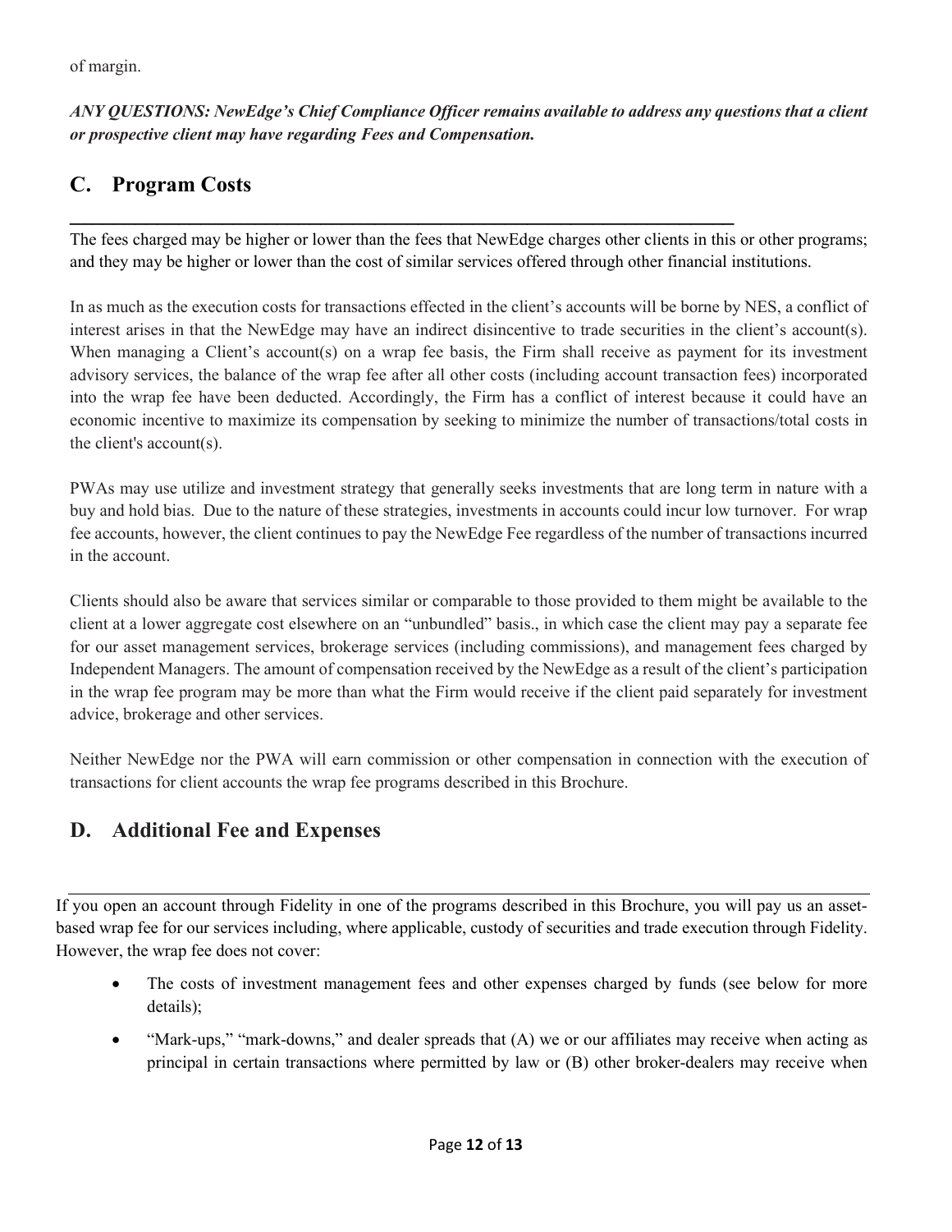of margin.

***ANY QUESTIONS: NewEdge's Chief Compliance Officer remains available to address any questions that a client or prospective client may have regarding Fees and Compensation.***

## C. Program Costs

The fees charged may be higher or lower than the fees that NewEdge charges other clients in this or other programs; and they may be higher or lower than the cost of similar services offered through other financial institutions.

In as much as the execution costs for transactions effected in the client's accounts will be borne by NES, a conflict of interest arises in that the NewEdge may have an indirect disincentive to trade securities in the client's account(s). When managing a Client's account(s) on a wrap fee basis, the Firm shall receive as payment for its investment advisory services, the balance of the wrap fee after all other costs (including account transaction fees) incorporated into the wrap fee have been deducted. Accordingly, the Firm has a conflict of interest because it could have an economic incentive to maximize its compensation by seeking to minimize the number of transactions/total costs in the client's account(s).

PWAs may use utilize and investment strategy that generally seeks investments that are long term in nature with a buy and hold bias. Due to the nature of these strategies, investments in accounts could incur low turnover. For wrap fee accounts, however, the client continues to pay the NewEdge Fee regardless of the number of transactions incurred in the account.

Clients should also be aware that services similar or comparable to those provided to them might be available to the client at a lower aggregate cost elsewhere on an "unbundled" basis., in which case the client may pay a separate fee for our asset management services, brokerage services (including commissions), and management fees charged by Independent Managers. The amount of compensation received by the NewEdge as a result of the client's participation in the wrap fee program may be more than what the Firm would receive if the client paid separately for investment advice, brokerage and other services.

Neither NewEdge nor the PWA will earn commission or other compensation in connection with the execution of transactions for client accounts the wrap fee programs described in this Brochure.

## D. Additional Fee and Expenses

If you open an account through Fidelity in one of the programs described in this Brochure, you will pay us an asset-based wrap fee for our services including, where applicable, custody of securities and trade execution through Fidelity. However, the wrap fee does not cover:

- The costs of investment management fees and other expenses charged by funds (see below for more details);
- "Mark-ups," "mark-downs," and dealer spreads that (A) we or our affiliates may receive when acting as principal in certain transactions where permitted by law or (B) other broker-dealers may receive when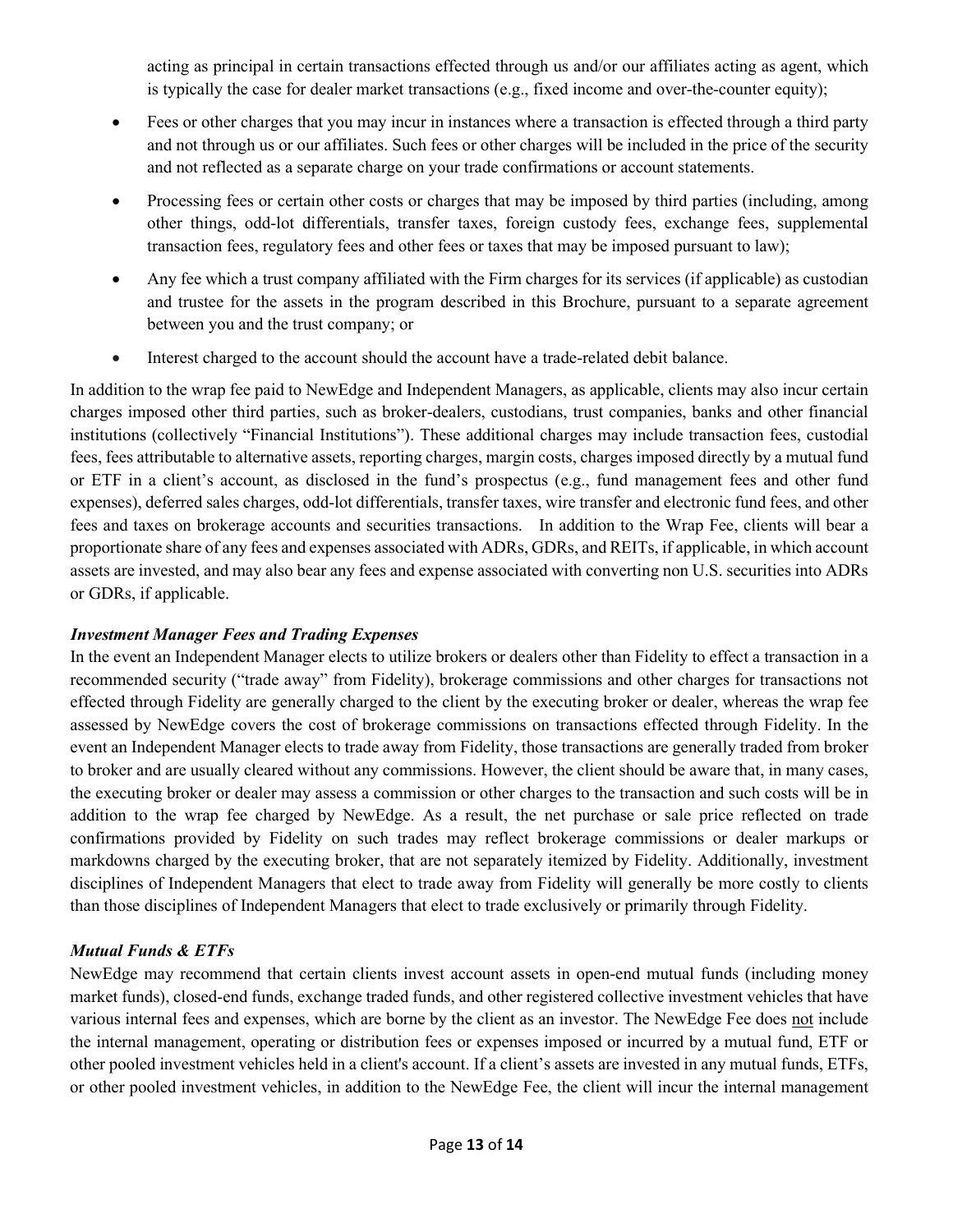acting as principal in certain transactions effected through us and/or our affiliates acting as agent, which is typically the case for dealer market transactions (e.g., fixed income and over-the-counter equity);

- Fees or other charges that you may incur in instances where a transaction is effected through a third party and not through us or our affiliates. Such fees or other charges will be included in the price of the security and not reflected as a separate charge on your trade confirmations or account statements.
- Processing fees or certain other costs or charges that may be imposed by third parties (including, among other things, odd-lot differentials, transfer taxes, foreign custody fees, exchange fees, supplemental transaction fees, regulatory fees and other fees or taxes that may be imposed pursuant to law);
- Any fee which a trust company affiliated with the Firm charges for its services (if applicable) as custodian and trustee for the assets in the program described in this Brochure, pursuant to a separate agreement between you and the trust company; or
- Interest charged to the account should the account have a trade-related debit balance.

In addition to the wrap fee paid to NewEdge and Independent Managers, as applicable, clients may also incur certain charges imposed other third parties, such as broker-dealers, custodians, trust companies, banks and other financial institutions (collectively "Financial Institutions"). These additional charges may include transaction fees, custodial fees, fees attributable to alternative assets, reporting charges, margin costs, charges imposed directly by a mutual fund or ETF in a client's account, as disclosed in the fund's prospectus (e.g., fund management fees and other fund expenses), deferred sales charges, odd-lot differentials, transfer taxes, wire transfer and electronic fund fees, and other fees and taxes on brokerage accounts and securities transactions. In addition to the Wrap Fee, clients will bear a proportionate share of any fees and expenses associated with ADRs, GDRs, and REITs, if applicable, in which account assets are invested, and may also bear any fees and expense associated with converting non U.S. securities into ADRs or GDRs, if applicable.

***Investment Manager Fees and Trading Expenses***

In the event an Independent Manager elects to utilize brokers or dealers other than Fidelity to effect a transaction in a recommended security ("trade away" from Fidelity), brokerage commissions and other charges for transactions not effected through Fidelity are generally charged to the client by the executing broker or dealer, whereas the wrap fee assessed by NewEdge covers the cost of brokerage commissions on transactions effected through Fidelity. In the event an Independent Manager elects to trade away from Fidelity, those transactions are generally traded from broker to broker and are usually cleared without any commissions. However, the client should be aware that, in many cases, the executing broker or dealer may assess a commission or other charges to the transaction and such costs will be in addition to the wrap fee charged by NewEdge. As a result, the net purchase or sale price reflected on trade confirmations provided by Fidelity on such trades may reflect brokerage commissions or dealer markups or markdowns charged by the executing broker, that are not separately itemized by Fidelity. Additionally, investment disciplines of Independent Managers that elect to trade away from Fidelity will generally be more costly to clients than those disciplines of Independent Managers that elect to trade exclusively or primarily through Fidelity.

***Mutual Funds & ETFs***

NewEdge may recommend that certain clients invest account assets in open-end mutual funds (including money market funds), closed-end funds, exchange traded funds, and other registered collective investment vehicles that have various internal fees and expenses, which are borne by the client as an investor. The NewEdge Fee does not include the internal management, operating or distribution fees or expenses imposed or incurred by a mutual fund, ETF or other pooled investment vehicles held in a client's account. If a client's assets are invested in any mutual funds, ETFs, or other pooled investment vehicles, in addition to the NewEdge Fee, the client will incur the internal management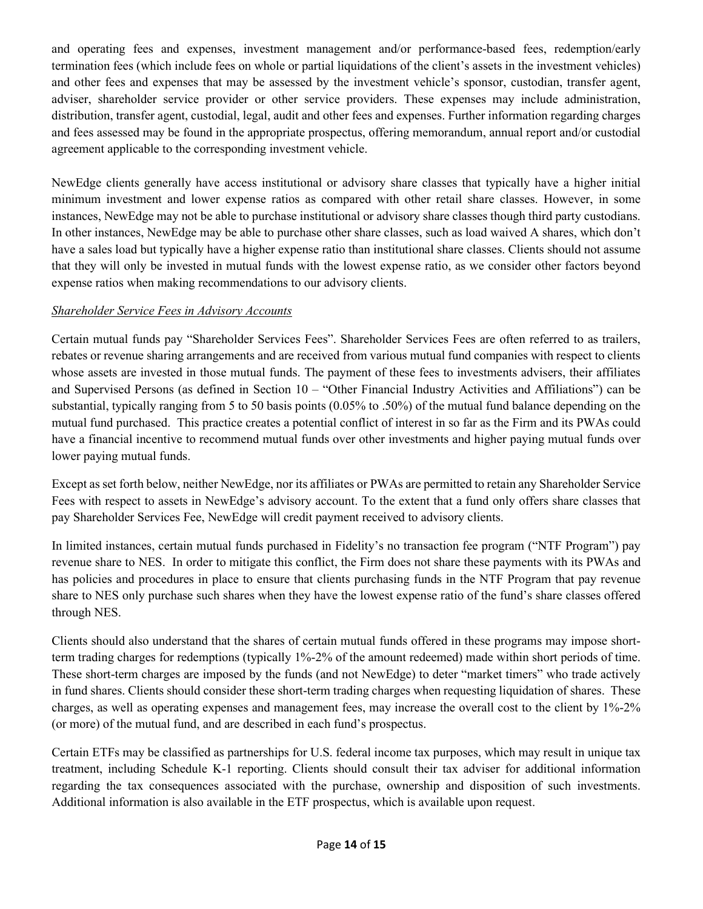and operating fees and expenses, investment management and/or performance-based fees, redemption/early termination fees (which include fees on whole or partial liquidations of the client's assets in the investment vehicles) and other fees and expenses that may be assessed by the investment vehicle's sponsor, custodian, transfer agent, adviser, shareholder service provider or other service providers. These expenses may include administration, distribution, transfer agent, custodial, legal, audit and other fees and expenses. Further information regarding charges and fees assessed may be found in the appropriate prospectus, offering memorandum, annual report and/or custodial agreement applicable to the corresponding investment vehicle.

NewEdge clients generally have access institutional or advisory share classes that typically have a higher initial minimum investment and lower expense ratios as compared with other retail share classes. However, in some instances, NewEdge may not be able to purchase institutional or advisory share classes though third party custodians. In other instances, NewEdge may be able to purchase other share classes, such as load waived A shares, which don't have a sales load but typically have a higher expense ratio than institutional share classes. Clients should not assume that they will only be invested in mutual funds with the lowest expense ratio, as we consider other factors beyond expense ratios when making recommendations to our advisory clients.

*Shareholder Service Fees in Advisory Accounts*

Certain mutual funds pay "Shareholder Services Fees". Shareholder Services Fees are often referred to as trailers, rebates or revenue sharing arrangements and are received from various mutual fund companies with respect to clients whose assets are invested in those mutual funds. The payment of these fees to investments advisers, their affiliates and Supervised Persons (as defined in Section 10 – "Other Financial Industry Activities and Affiliations") can be substantial, typically ranging from 5 to 50 basis points (0.05% to .50%) of the mutual fund balance depending on the mutual fund purchased. This practice creates a potential conflict of interest in so far as the Firm and its PWAs could have a financial incentive to recommend mutual funds over other investments and higher paying mutual funds over lower paying mutual funds.

Except as set forth below, neither NewEdge, nor its affiliates or PWAs are permitted to retain any Shareholder Service Fees with respect to assets in NewEdge's advisory account. To the extent that a fund only offers share classes that pay Shareholder Services Fee, NewEdge will credit payment received to advisory clients.

In limited instances, certain mutual funds purchased in Fidelity's no transaction fee program ("NTF Program") pay revenue share to NES. In order to mitigate this conflict, the Firm does not share these payments with its PWAs and has policies and procedures in place to ensure that clients purchasing funds in the NTF Program that pay revenue share to NES only purchase such shares when they have the lowest expense ratio of the fund's share classes offered through NES.

Clients should also understand that the shares of certain mutual funds offered in these programs may impose short-term trading charges for redemptions (typically 1%-2% of the amount redeemed) made within short periods of time. These short-term charges are imposed by the funds (and not NewEdge) to deter "market timers" who trade actively in fund shares. Clients should consider these short-term trading charges when requesting liquidation of shares. These charges, as well as operating expenses and management fees, may increase the overall cost to the client by 1%-2% (or more) of the mutual fund, and are described in each fund's prospectus.

Certain ETFs may be classified as partnerships for U.S. federal income tax purposes, which may result in unique tax treatment, including Schedule K-1 reporting. Clients should consult their tax adviser for additional information regarding the tax consequences associated with the purchase, ownership and disposition of such investments. Additional information is also available in the ETF prospectus, which is available upon request.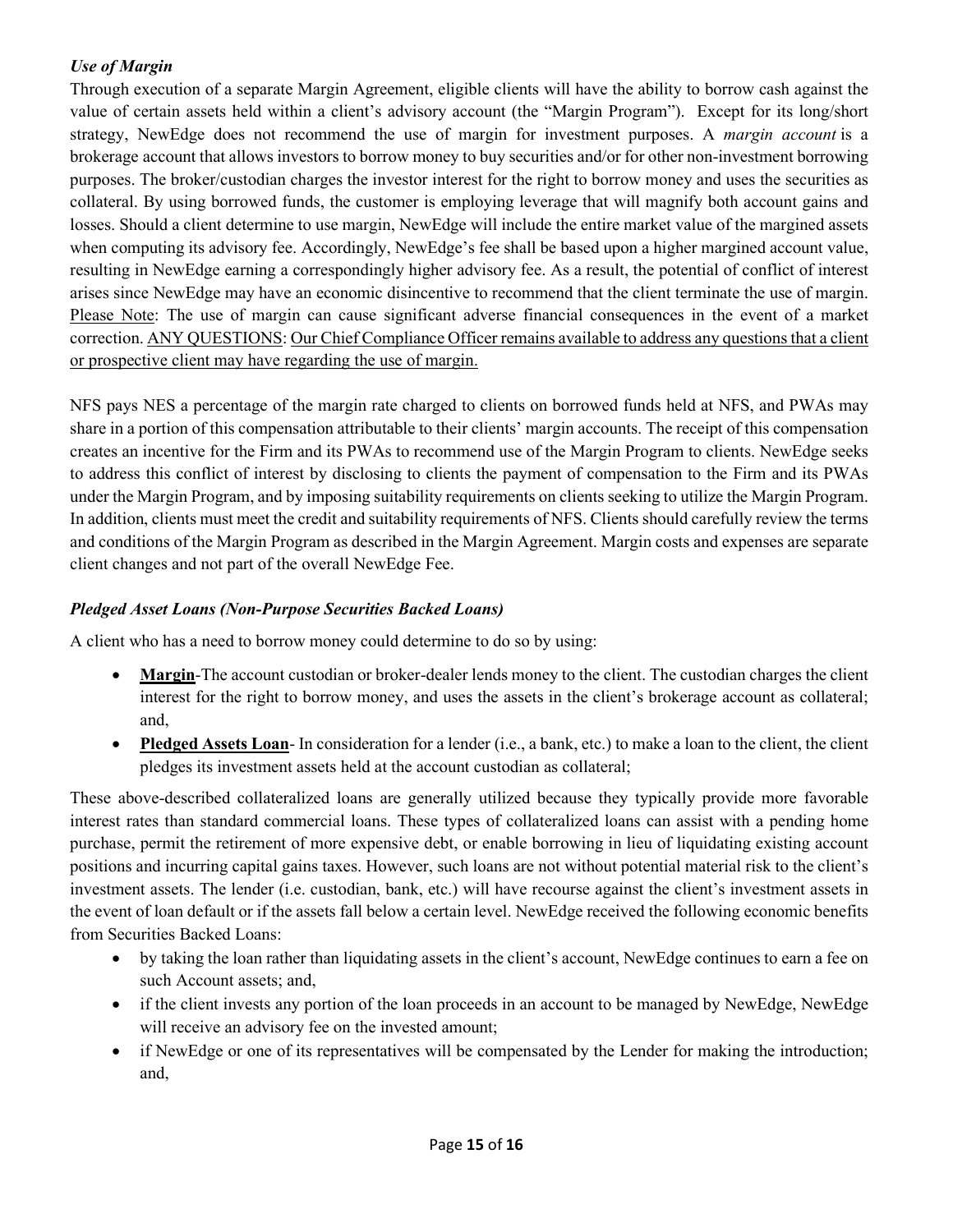### *Use of Margin*

Through execution of a separate Margin Agreement, eligible clients will have the ability to borrow cash against the value of certain assets held within a client's advisory account (the "Margin Program"). Except for its long/short strategy, NewEdge does not recommend the use of margin for investment purposes. A *margin account* is a brokerage account that allows investors to borrow money to buy securities and/or for other non-investment borrowing purposes. The broker/custodian charges the investor interest for the right to borrow money and uses the securities as collateral. By using borrowed funds, the customer is employing leverage that will magnify both account gains and losses. Should a client determine to use margin, NewEdge will include the entire market value of the margined assets when computing its advisory fee. Accordingly, NewEdge's fee shall be based upon a higher margined account value, resulting in NewEdge earning a correspondingly higher advisory fee. As a result, the potential of conflict of interest arises since NewEdge may have an economic disincentive to recommend that the client terminate the use of margin. <u>Please Note</u>: The use of margin can cause significant adverse financial consequences in the event of a market correction. <u>ANY QUESTIONS</u>: <u>Our Chief Compliance Officer remains available to address any questions that a client or prospective client may have regarding the use of margin.</u>

NFS pays NES a percentage of the margin rate charged to clients on borrowed funds held at NFS, and PWAs may share in a portion of this compensation attributable to their clients' margin accounts. The receipt of this compensation creates an incentive for the Firm and its PWAs to recommend use of the Margin Program to clients. NewEdge seeks to address this conflict of interest by disclosing to clients the payment of compensation to the Firm and its PWAs under the Margin Program, and by imposing suitability requirements on clients seeking to utilize the Margin Program. In addition, clients must meet the credit and suitability requirements of NFS. Clients should carefully review the terms and conditions of the Margin Program as described in the Margin Agreement. Margin costs and expenses are separate client changes and not part of the overall NewEdge Fee.

### *Pledged Asset Loans (Non-Purpose Securities Backed Loans)*

A client who has a need to borrow money could determine to do so by using:

- **<u>Margin</u>**-The account custodian or broker-dealer lends money to the client. The custodian charges the client interest for the right to borrow money, and uses the assets in the client's brokerage account as collateral; and,
- **<u>Pledged Assets Loan</u>**- In consideration for a lender (i.e., a bank, etc.) to make a loan to the client, the client pledges its investment assets held at the account custodian as collateral;

These above-described collateralized loans are generally utilized because they typically provide more favorable interest rates than standard commercial loans. These types of collateralized loans can assist with a pending home purchase, permit the retirement of more expensive debt, or enable borrowing in lieu of liquidating existing account positions and incurring capital gains taxes. However, such loans are not without potential material risk to the client's investment assets. The lender (i.e. custodian, bank, etc.) will have recourse against the client's investment assets in the event of loan default or if the assets fall below a certain level. NewEdge received the following economic benefits from Securities Backed Loans:

- by taking the loan rather than liquidating assets in the client's account, NewEdge continues to earn a fee on such Account assets; and,
- if the client invests any portion of the loan proceeds in an account to be managed by NewEdge, NewEdge will receive an advisory fee on the invested amount;
- if NewEdge or one of its representatives will be compensated by the Lender for making the introduction; and,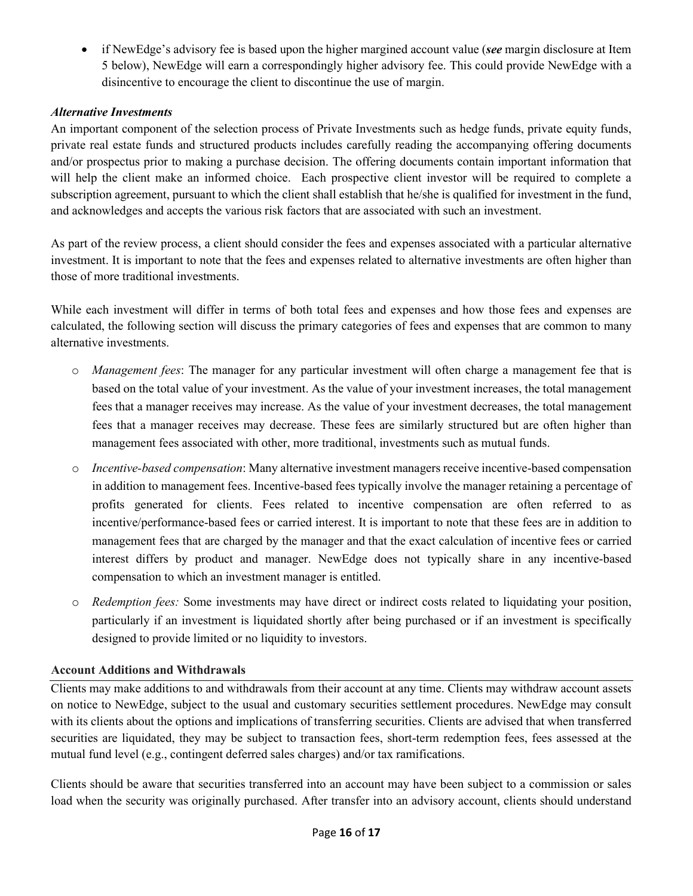- if NewEdge's advisory fee is based upon the higher margined account value (***see*** margin disclosure at Item 5 below), NewEdge will earn a correspondingly higher advisory fee. This could provide NewEdge with a disincentive to encourage the client to discontinue the use of margin.

***Alternative Investments***

An important component of the selection process of Private Investments such as hedge funds, private equity funds, private real estate funds and structured products includes carefully reading the accompanying offering documents and/or prospectus prior to making a purchase decision. The offering documents contain important information that will help the client make an informed choice. Each prospective client investor will be required to complete a subscription agreement, pursuant to which the client shall establish that he/she is qualified for investment in the fund, and acknowledges and accepts the various risk factors that are associated with such an investment.

As part of the review process, a client should consider the fees and expenses associated with a particular alternative investment. It is important to note that the fees and expenses related to alternative investments are often higher than those of more traditional investments.

While each investment will differ in terms of both total fees and expenses and how those fees and expenses are calculated, the following section will discuss the primary categories of fees and expenses that are common to many alternative investments.

- *Management fees*: The manager for any particular investment will often charge a management fee that is based on the total value of your investment. As the value of your investment increases, the total management fees that a manager receives may increase. As the value of your investment decreases, the total management fees that a manager receives may decrease. These fees are similarly structured but are often higher than management fees associated with other, more traditional, investments such as mutual funds.
- *Incentive-based compensation*: Many alternative investment managers receive incentive-based compensation in addition to management fees. Incentive-based fees typically involve the manager retaining a percentage of profits generated for clients. Fees related to incentive compensation are often referred to as incentive/performance-based fees or carried interest. It is important to note that these fees are in addition to management fees that are charged by the manager and that the exact calculation of incentive fees or carried interest differs by product and manager. NewEdge does not typically share in any incentive-based compensation to which an investment manager is entitled.
- *Redemption fees:* Some investments may have direct or indirect costs related to liquidating your position, particularly if an investment is liquidated shortly after being purchased or if an investment is specifically designed to provide limited or no liquidity to investors.

**Account Additions and Withdrawals**

Clients may make additions to and withdrawals from their account at any time. Clients may withdraw account assets on notice to NewEdge, subject to the usual and customary securities settlement procedures. NewEdge may consult with its clients about the options and implications of transferring securities. Clients are advised that when transferred securities are liquidated, they may be subject to transaction fees, short-term redemption fees, fees assessed at the mutual fund level (e.g., contingent deferred sales charges) and/or tax ramifications.

Clients should be aware that securities transferred into an account may have been subject to a commission or sales load when the security was originally purchased. After transfer into an advisory account, clients should understand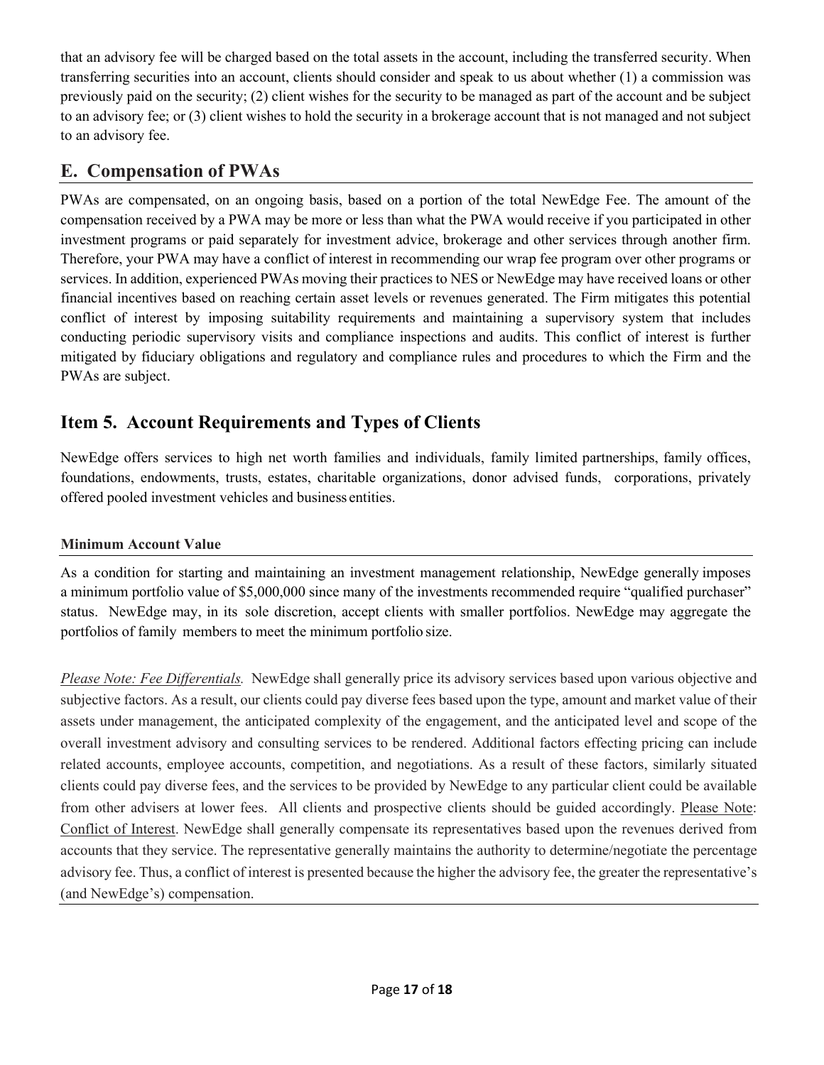that an advisory fee will be charged based on the total assets in the account, including the transferred security. When transferring securities into an account, clients should consider and speak to us about whether (1) a commission was previously paid on the security; (2) client wishes for the security to be managed as part of the account and be subject to an advisory fee; or (3) client wishes to hold the security in a brokerage account that is not managed and not subject to an advisory fee.

## E. Compensation of PWAs

PWAs are compensated, on an ongoing basis, based on a portion of the total NewEdge Fee. The amount of the compensation received by a PWA may be more or less than what the PWA would receive if you participated in other investment programs or paid separately for investment advice, brokerage and other services through another firm. Therefore, your PWA may have a conflict of interest in recommending our wrap fee program over other programs or services. In addition, experienced PWAs moving their practices to NES or NewEdge may have received loans or other financial incentives based on reaching certain asset levels or revenues generated. The Firm mitigates this potential conflict of interest by imposing suitability requirements and maintaining a supervisory system that includes conducting periodic supervisory visits and compliance inspections and audits. This conflict of interest is further mitigated by fiduciary obligations and regulatory and compliance rules and procedures to which the Firm and the PWAs are subject.

## Item 5. Account Requirements and Types of Clients

NewEdge offers services to high net worth families and individuals, family limited partnerships, family offices, foundations, endowments, trusts, estates, charitable organizations, donor advised funds, corporations, privately offered pooled investment vehicles and business entities.

### Minimum Account Value

As a condition for starting and maintaining an investment management relationship, NewEdge generally imposes a minimum portfolio value of $5,000,000 since many of the investments recommended require "qualified purchaser" status. NewEdge may, in its sole discretion, accept clients with smaller portfolios. NewEdge may aggregate the portfolios of family members to meet the minimum portfolio size.

*Please Note: Fee Differentials.* NewEdge shall generally price its advisory services based upon various objective and subjective factors. As a result, our clients could pay diverse fees based upon the type, amount and market value of their assets under management, the anticipated complexity of the engagement, and the anticipated level and scope of the overall investment advisory and consulting services to be rendered. Additional factors effecting pricing can include related accounts, employee accounts, competition, and negotiations. As a result of these factors, similarly situated clients could pay diverse fees, and the services to be provided by NewEdge to any particular client could be available from other advisers at lower fees. All clients and prospective clients should be guided accordingly. Please Note: Conflict of Interest. NewEdge shall generally compensate its representatives based upon the revenues derived from accounts that they service. The representative generally maintains the authority to determine/negotiate the percentage advisory fee. Thus, a conflict of interest is presented because the higher the advisory fee, the greater the representative's (and NewEdge's) compensation.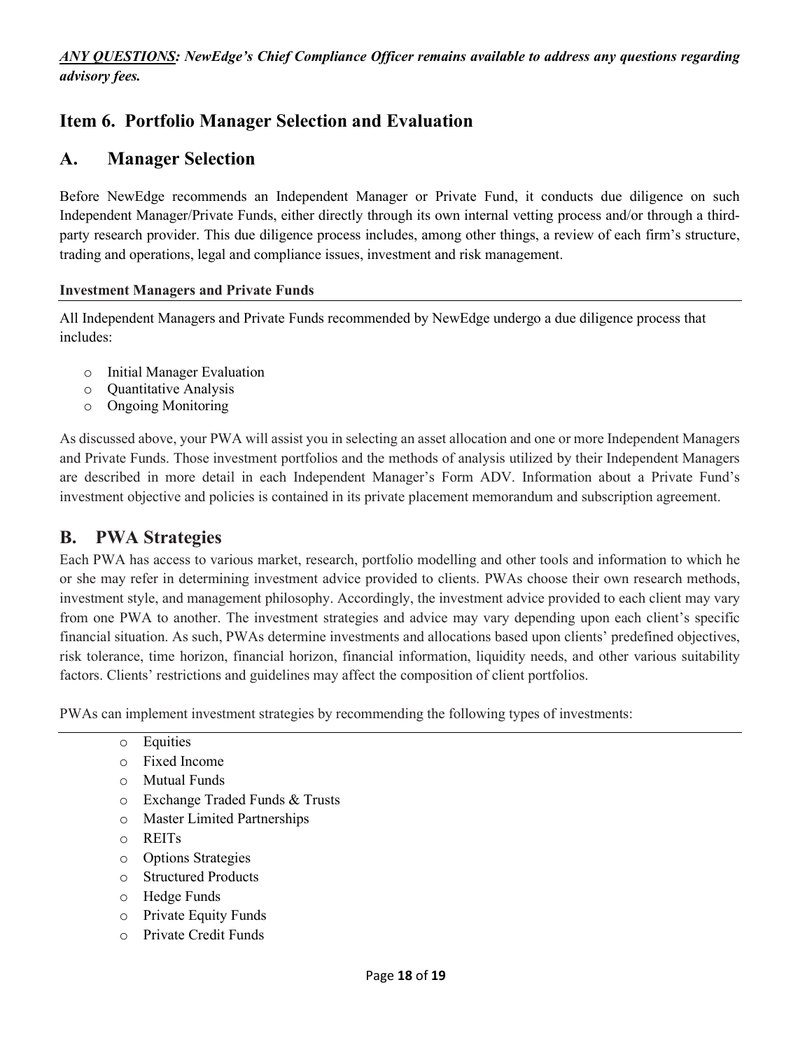***<u>ANY QUESTIONS</u>: NewEdge's Chief Compliance Officer remains available to address any questions regarding advisory fees.***

## Item 6. Portfolio Manager Selection and Evaluation

## A. Manager Selection

Before NewEdge recommends an Independent Manager or Private Fund, it conducts due diligence on such Independent Manager/Private Funds, either directly through its own internal vetting process and/or through a third-party research provider. This due diligence process includes, among other things, a review of each firm's structure, trading and operations, legal and compliance issues, investment and risk management.

**Investment Managers and Private Funds**

All Independent Managers and Private Funds recommended by NewEdge undergo a due diligence process that includes:

- Initial Manager Evaluation
- Quantitative Analysis
- Ongoing Monitoring

As discussed above, your PWA will assist you in selecting an asset allocation and one or more Independent Managers and Private Funds. Those investment portfolios and the methods of analysis utilized by their Independent Managers are described in more detail in each Independent Manager's Form ADV. Information about a Private Fund's investment objective and policies is contained in its private placement memorandum and subscription agreement.

## B. PWA Strategies

Each PWA has access to various market, research, portfolio modelling and other tools and information to which he or she may refer in determining investment advice provided to clients. PWAs choose their own research methods, investment style, and management philosophy. Accordingly, the investment advice provided to each client may vary from one PWA to another. The investment strategies and advice may vary depending upon each client's specific financial situation. As such, PWAs determine investments and allocations based upon clients' predefined objectives, risk tolerance, time horizon, financial horizon, financial information, liquidity needs, and other various suitability factors. Clients' restrictions and guidelines may affect the composition of client portfolios.

PWAs can implement investment strategies by recommending the following types of investments:

- Equities
- Fixed Income
- Mutual Funds
- Exchange Traded Funds & Trusts
- Master Limited Partnerships
- REITs
- Options Strategies
- Structured Products
- Hedge Funds
- Private Equity Funds
- Private Credit Funds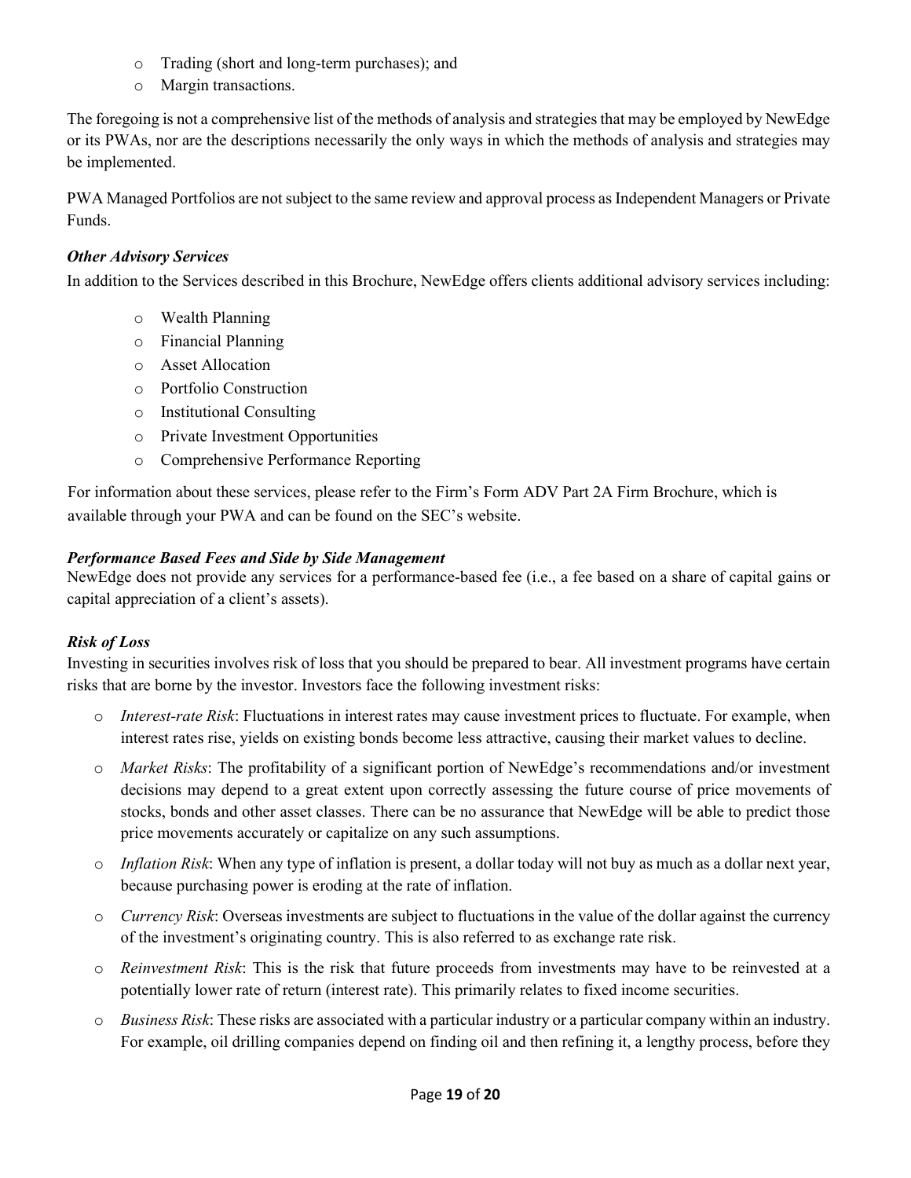- Trading (short and long-term purchases); and
- Margin transactions.

The foregoing is not a comprehensive list of the methods of analysis and strategies that may be employed by NewEdge or its PWAs, nor are the descriptions necessarily the only ways in which the methods of analysis and strategies may be implemented.

PWA Managed Portfolios are not subject to the same review and approval process as Independent Managers or Private Funds.

***Other Advisory Services***

In addition to the Services described in this Brochure, NewEdge offers clients additional advisory services including:

- Wealth Planning
- Financial Planning
- Asset Allocation
- Portfolio Construction
- Institutional Consulting
- Private Investment Opportunities
- Comprehensive Performance Reporting

For information about these services, please refer to the Firm's Form ADV Part 2A Firm Brochure, which is available through your PWA and can be found on the SEC's website.

***Performance Based Fees and Side by Side Management***

NewEdge does not provide any services for a performance-based fee (i.e., a fee based on a share of capital gains or capital appreciation of a client's assets).

***Risk of Loss***

Investing in securities involves risk of loss that you should be prepared to bear. All investment programs have certain risks that are borne by the investor. Investors face the following investment risks:

- *Interest-rate Risk*: Fluctuations in interest rates may cause investment prices to fluctuate. For example, when interest rates rise, yields on existing bonds become less attractive, causing their market values to decline.
- *Market Risks*: The profitability of a significant portion of NewEdge's recommendations and/or investment decisions may depend to a great extent upon correctly assessing the future course of price movements of stocks, bonds and other asset classes. There can be no assurance that NewEdge will be able to predict those price movements accurately or capitalize on any such assumptions.
- *Inflation Risk*: When any type of inflation is present, a dollar today will not buy as much as a dollar next year, because purchasing power is eroding at the rate of inflation.
- *Currency Risk*: Overseas investments are subject to fluctuations in the value of the dollar against the currency of the investment's originating country. This is also referred to as exchange rate risk.
- *Reinvestment Risk*: This is the risk that future proceeds from investments may have to be reinvested at a potentially lower rate of return (interest rate). This primarily relates to fixed income securities.
- *Business Risk*: These risks are associated with a particular industry or a particular company within an industry. For example, oil drilling companies depend on finding oil and then refining it, a lengthy process, before they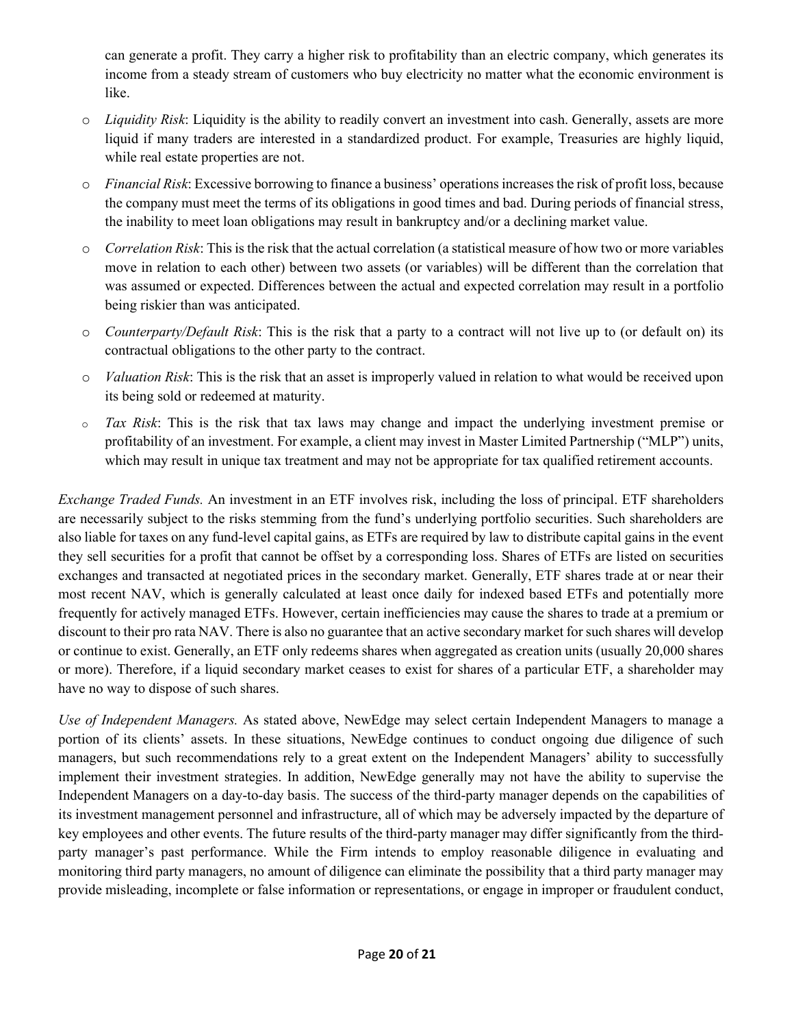can generate a profit. They carry a higher risk to profitability than an electric company, which generates its income from a steady stream of customers who buy electricity no matter what the economic environment is like.

- *Liquidity Risk*: Liquidity is the ability to readily convert an investment into cash. Generally, assets are more liquid if many traders are interested in a standardized product. For example, Treasuries are highly liquid, while real estate properties are not.
- *Financial Risk*: Excessive borrowing to finance a business' operations increases the risk of profit loss, because the company must meet the terms of its obligations in good times and bad. During periods of financial stress, the inability to meet loan obligations may result in bankruptcy and/or a declining market value.
- *Correlation Risk*: This is the risk that the actual correlation (a statistical measure of how two or more variables move in relation to each other) between two assets (or variables) will be different than the correlation that was assumed or expected. Differences between the actual and expected correlation may result in a portfolio being riskier than was anticipated.
- *Counterparty/Default Risk*: This is the risk that a party to a contract will not live up to (or default on) its contractual obligations to the other party to the contract.
- *Valuation Risk*: This is the risk that an asset is improperly valued in relation to what would be received upon its being sold or redeemed at maturity.
- *Tax Risk*: This is the risk that tax laws may change and impact the underlying investment premise or profitability of an investment. For example, a client may invest in Master Limited Partnership ("MLP") units, which may result in unique tax treatment and may not be appropriate for tax qualified retirement accounts.

*Exchange Traded Funds.* An investment in an ETF involves risk, including the loss of principal. ETF shareholders are necessarily subject to the risks stemming from the fund's underlying portfolio securities. Such shareholders are also liable for taxes on any fund-level capital gains, as ETFs are required by law to distribute capital gains in the event they sell securities for a profit that cannot be offset by a corresponding loss. Shares of ETFs are listed on securities exchanges and transacted at negotiated prices in the secondary market. Generally, ETF shares trade at or near their most recent NAV, which is generally calculated at least once daily for indexed based ETFs and potentially more frequently for actively managed ETFs. However, certain inefficiencies may cause the shares to trade at a premium or discount to their pro rata NAV. There is also no guarantee that an active secondary market for such shares will develop or continue to exist. Generally, an ETF only redeems shares when aggregated as creation units (usually 20,000 shares or more). Therefore, if a liquid secondary market ceases to exist for shares of a particular ETF, a shareholder may have no way to dispose of such shares.

*Use of Independent Managers.* As stated above, NewEdge may select certain Independent Managers to manage a portion of its clients' assets. In these situations, NewEdge continues to conduct ongoing due diligence of such managers, but such recommendations rely to a great extent on the Independent Managers' ability to successfully implement their investment strategies. In addition, NewEdge generally may not have the ability to supervise the Independent Managers on a day-to-day basis. The success of the third-party manager depends on the capabilities of its investment management personnel and infrastructure, all of which may be adversely impacted by the departure of key employees and other events. The future results of the third-party manager may differ significantly from the third-party manager's past performance. While the Firm intends to employ reasonable diligence in evaluating and monitoring third party managers, no amount of diligence can eliminate the possibility that a third party manager may provide misleading, incomplete or false information or representations, or engage in improper or fraudulent conduct,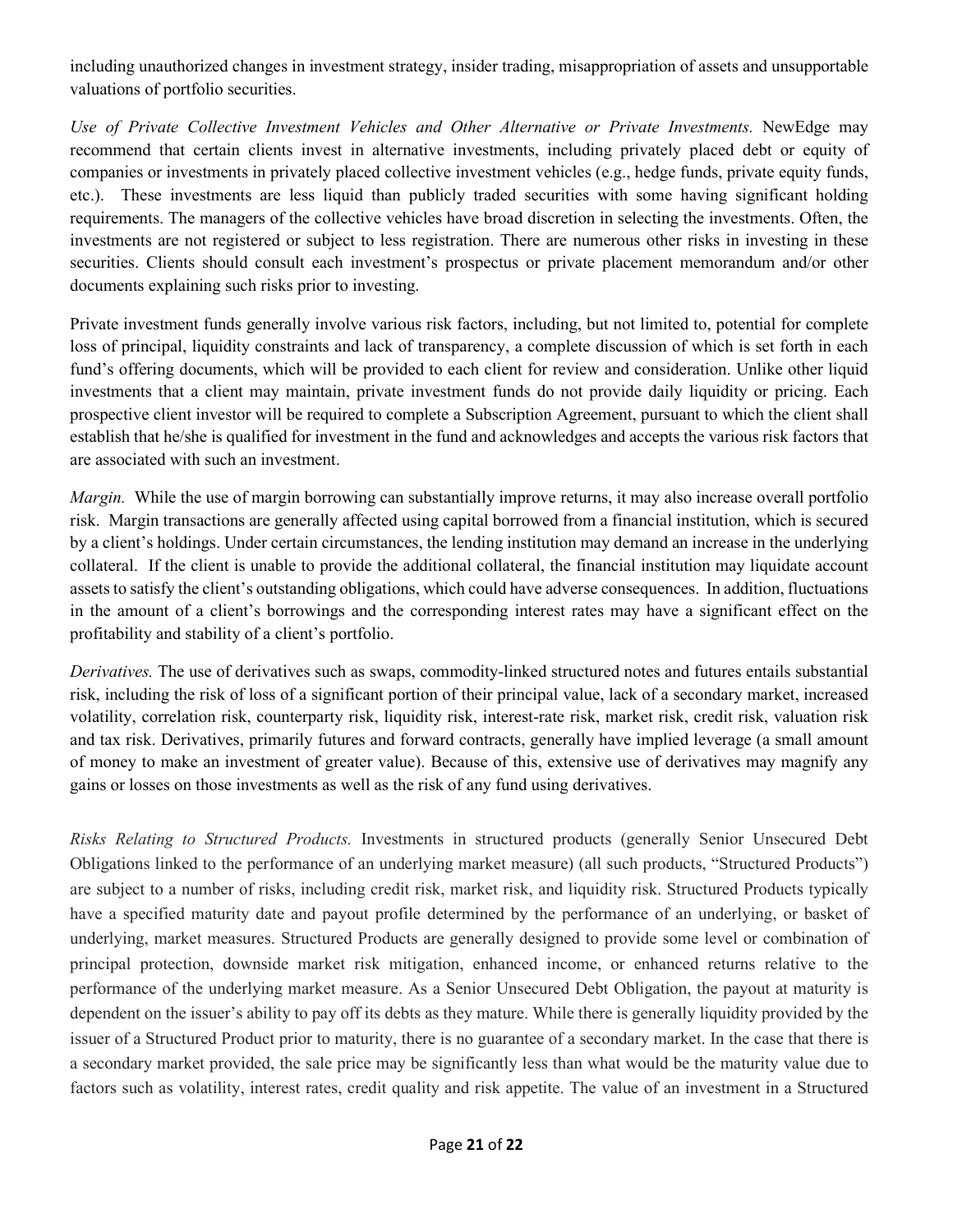including unauthorized changes in investment strategy, insider trading, misappropriation of assets and unsupportable valuations of portfolio securities.

*Use of Private Collective Investment Vehicles and Other Alternative or Private Investments.* NewEdge may recommend that certain clients invest in alternative investments, including privately placed debt or equity of companies or investments in privately placed collective investment vehicles (e.g., hedge funds, private equity funds, etc.). These investments are less liquid than publicly traded securities with some having significant holding requirements. The managers of the collective vehicles have broad discretion in selecting the investments. Often, the investments are not registered or subject to less registration. There are numerous other risks in investing in these securities. Clients should consult each investment's prospectus or private placement memorandum and/or other documents explaining such risks prior to investing.

Private investment funds generally involve various risk factors, including, but not limited to, potential for complete loss of principal, liquidity constraints and lack of transparency, a complete discussion of which is set forth in each fund's offering documents, which will be provided to each client for review and consideration. Unlike other liquid investments that a client may maintain, private investment funds do not provide daily liquidity or pricing. Each prospective client investor will be required to complete a Subscription Agreement, pursuant to which the client shall establish that he/she is qualified for investment in the fund and acknowledges and accepts the various risk factors that are associated with such an investment.

*Margin.* While the use of margin borrowing can substantially improve returns, it may also increase overall portfolio risk. Margin transactions are generally affected using capital borrowed from a financial institution, which is secured by a client's holdings. Under certain circumstances, the lending institution may demand an increase in the underlying collateral. If the client is unable to provide the additional collateral, the financial institution may liquidate account assets to satisfy the client's outstanding obligations, which could have adverse consequences. In addition, fluctuations in the amount of a client's borrowings and the corresponding interest rates may have a significant effect on the profitability and stability of a client's portfolio.

*Derivatives.* The use of derivatives such as swaps, commodity-linked structured notes and futures entails substantial risk, including the risk of loss of a significant portion of their principal value, lack of a secondary market, increased volatility, correlation risk, counterparty risk, liquidity risk, interest-rate risk, market risk, credit risk, valuation risk and tax risk. Derivatives, primarily futures and forward contracts, generally have implied leverage (a small amount of money to make an investment of greater value). Because of this, extensive use of derivatives may magnify any gains or losses on those investments as well as the risk of any fund using derivatives.

*Risks Relating to Structured Products.* Investments in structured products (generally Senior Unsecured Debt Obligations linked to the performance of an underlying market measure) (all such products, "Structured Products") are subject to a number of risks, including credit risk, market risk, and liquidity risk. Structured Products typically have a specified maturity date and payout profile determined by the performance of an underlying, or basket of underlying, market measures. Structured Products are generally designed to provide some level or combination of principal protection, downside market risk mitigation, enhanced income, or enhanced returns relative to the performance of the underlying market measure. As a Senior Unsecured Debt Obligation, the payout at maturity is dependent on the issuer's ability to pay off its debts as they mature. While there is generally liquidity provided by the issuer of a Structured Product prior to maturity, there is no guarantee of a secondary market. In the case that there is a secondary market provided, the sale price may be significantly less than what would be the maturity value due to factors such as volatility, interest rates, credit quality and risk appetite. The value of an investment in a Structured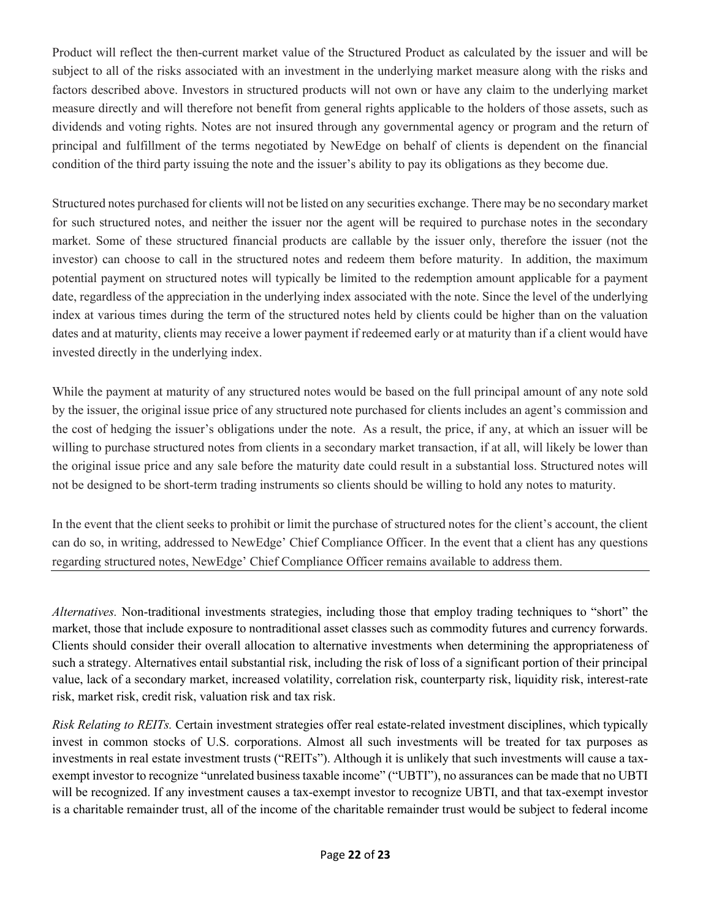Product will reflect the then-current market value of the Structured Product as calculated by the issuer and will be subject to all of the risks associated with an investment in the underlying market measure along with the risks and factors described above. Investors in structured products will not own or have any claim to the underlying market measure directly and will therefore not benefit from general rights applicable to the holders of those assets, such as dividends and voting rights. Notes are not insured through any governmental agency or program and the return of principal and fulfillment of the terms negotiated by NewEdge on behalf of clients is dependent on the financial condition of the third party issuing the note and the issuer's ability to pay its obligations as they become due.

Structured notes purchased for clients will not be listed on any securities exchange. There may be no secondary market for such structured notes, and neither the issuer nor the agent will be required to purchase notes in the secondary market. Some of these structured financial products are callable by the issuer only, therefore the issuer (not the investor) can choose to call in the structured notes and redeem them before maturity. In addition, the maximum potential payment on structured notes will typically be limited to the redemption amount applicable for a payment date, regardless of the appreciation in the underlying index associated with the note. Since the level of the underlying index at various times during the term of the structured notes held by clients could be higher than on the valuation dates and at maturity, clients may receive a lower payment if redeemed early or at maturity than if a client would have invested directly in the underlying index.

While the payment at maturity of any structured notes would be based on the full principal amount of any note sold by the issuer, the original issue price of any structured note purchased for clients includes an agent's commission and the cost of hedging the issuer's obligations under the note. As a result, the price, if any, at which an issuer will be willing to purchase structured notes from clients in a secondary market transaction, if at all, will likely be lower than the original issue price and any sale before the maturity date could result in a substantial loss. Structured notes will not be designed to be short-term trading instruments so clients should be willing to hold any notes to maturity.

In the event that the client seeks to prohibit or limit the purchase of structured notes for the client's account, the client can do so, in writing, addressed to NewEdge' Chief Compliance Officer. In the event that a client has any questions regarding structured notes, NewEdge' Chief Compliance Officer remains available to address them.

*Alternatives.* Non-traditional investments strategies, including those that employ trading techniques to "short" the market, those that include exposure to nontraditional asset classes such as commodity futures and currency forwards. Clients should consider their overall allocation to alternative investments when determining the appropriateness of such a strategy. Alternatives entail substantial risk, including the risk of loss of a significant portion of their principal value, lack of a secondary market, increased volatility, correlation risk, counterparty risk, liquidity risk, interest-rate risk, market risk, credit risk, valuation risk and tax risk.

*Risk Relating to REITs.* Certain investment strategies offer real estate-related investment disciplines, which typically invest in common stocks of U.S. corporations. Almost all such investments will be treated for tax purposes as investments in real estate investment trusts ("REITs"). Although it is unlikely that such investments will cause a tax-exempt investor to recognize "unrelated business taxable income" ("UBTI"), no assurances can be made that no UBTI will be recognized. If any investment causes a tax-exempt investor to recognize UBTI, and that tax-exempt investor is a charitable remainder trust, all of the income of the charitable remainder trust would be subject to federal income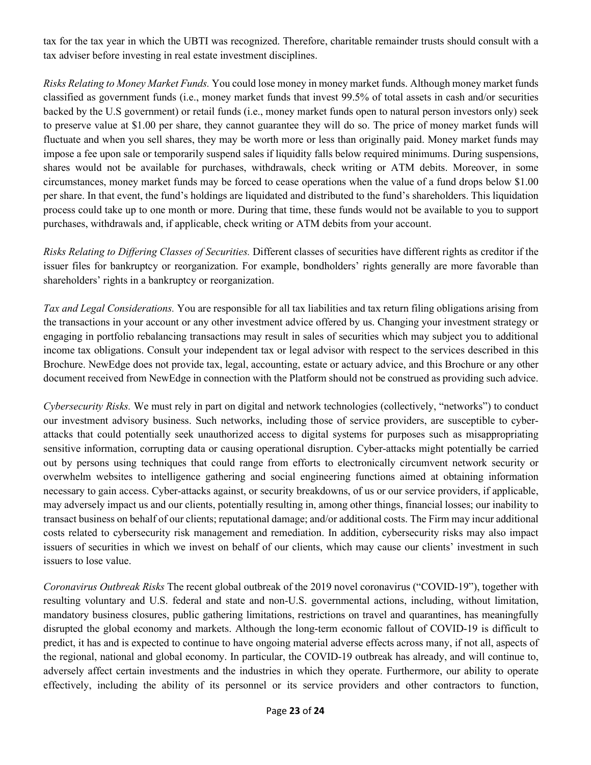tax for the tax year in which the UBTI was recognized. Therefore, charitable remainder trusts should consult with a tax adviser before investing in real estate investment disciplines.

*Risks Relating to Money Market Funds.* You could lose money in money market funds. Although money market funds classified as government funds (i.e., money market funds that invest 99.5% of total assets in cash and/or securities backed by the U.S government) or retail funds (i.e., money market funds open to natural person investors only) seek to preserve value at $1.00 per share, they cannot guarantee they will do so. The price of money market funds will fluctuate and when you sell shares, they may be worth more or less than originally paid. Money market funds may impose a fee upon sale or temporarily suspend sales if liquidity falls below required minimums. During suspensions, shares would not be available for purchases, withdrawals, check writing or ATM debits. Moreover, in some circumstances, money market funds may be forced to cease operations when the value of a fund drops below $1.00 per share. In that event, the fund's holdings are liquidated and distributed to the fund's shareholders. This liquidation process could take up to one month or more. During that time, these funds would not be available to you to support purchases, withdrawals and, if applicable, check writing or ATM debits from your account.

*Risks Relating to Differing Classes of Securities.* Different classes of securities have different rights as creditor if the issuer files for bankruptcy or reorganization. For example, bondholders' rights generally are more favorable than shareholders' rights in a bankruptcy or reorganization.

*Tax and Legal Considerations.* You are responsible for all tax liabilities and tax return filing obligations arising from the transactions in your account or any other investment advice offered by us. Changing your investment strategy or engaging in portfolio rebalancing transactions may result in sales of securities which may subject you to additional income tax obligations. Consult your independent tax or legal advisor with respect to the services described in this Brochure. NewEdge does not provide tax, legal, accounting, estate or actuary advice, and this Brochure or any other document received from NewEdge in connection with the Platform should not be construed as providing such advice.

*Cybersecurity Risks.* We must rely in part on digital and network technologies (collectively, "networks") to conduct our investment advisory business. Such networks, including those of service providers, are susceptible to cyber-attacks that could potentially seek unauthorized access to digital systems for purposes such as misappropriating sensitive information, corrupting data or causing operational disruption. Cyber-attacks might potentially be carried out by persons using techniques that could range from efforts to electronically circumvent network security or overwhelm websites to intelligence gathering and social engineering functions aimed at obtaining information necessary to gain access. Cyber-attacks against, or security breakdowns, of us or our service providers, if applicable, may adversely impact us and our clients, potentially resulting in, among other things, financial losses; our inability to transact business on behalf of our clients; reputational damage; and/or additional costs. The Firm may incur additional costs related to cybersecurity risk management and remediation. In addition, cybersecurity risks may also impact issuers of securities in which we invest on behalf of our clients, which may cause our clients' investment in such issuers to lose value.

*Coronavirus Outbreak Risks* The recent global outbreak of the 2019 novel coronavirus ("COVID-19"), together with resulting voluntary and U.S. federal and state and non-U.S. governmental actions, including, without limitation, mandatory business closures, public gathering limitations, restrictions on travel and quarantines, has meaningfully disrupted the global economy and markets. Although the long-term economic fallout of COVID-19 is difficult to predict, it has and is expected to continue to have ongoing material adverse effects across many, if not all, aspects of the regional, national and global economy. In particular, the COVID-19 outbreak has already, and will continue to, adversely affect certain investments and the industries in which they operate. Furthermore, our ability to operate effectively, including the ability of its personnel or its service providers and other contractors to function,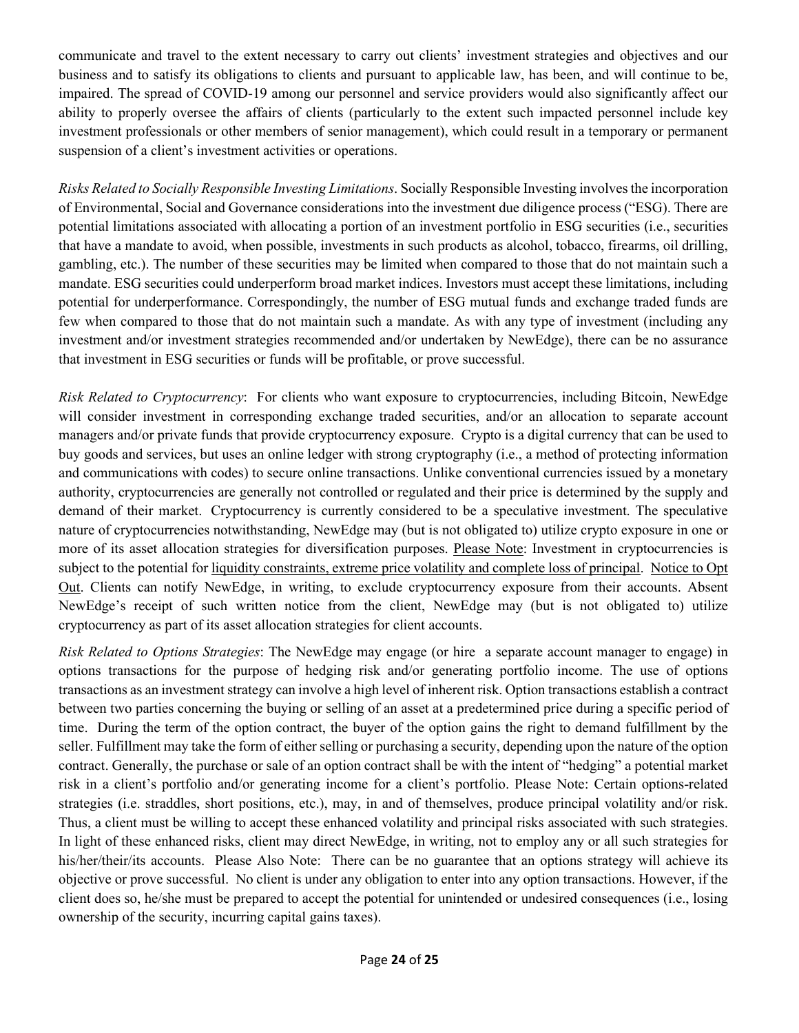communicate and travel to the extent necessary to carry out clients' investment strategies and objectives and our business and to satisfy its obligations to clients and pursuant to applicable law, has been, and will continue to be, impaired. The spread of COVID-19 among our personnel and service providers would also significantly affect our ability to properly oversee the affairs of clients (particularly to the extent such impacted personnel include key investment professionals or other members of senior management), which could result in a temporary or permanent suspension of a client's investment activities or operations.

*Risks Related to Socially Responsible Investing Limitations*. Socially Responsible Investing involves the incorporation of Environmental, Social and Governance considerations into the investment due diligence process ("ESG). There are potential limitations associated with allocating a portion of an investment portfolio in ESG securities (i.e., securities that have a mandate to avoid, when possible, investments in such products as alcohol, tobacco, firearms, oil drilling, gambling, etc.). The number of these securities may be limited when compared to those that do not maintain such a mandate. ESG securities could underperform broad market indices. Investors must accept these limitations, including potential for underperformance. Correspondingly, the number of ESG mutual funds and exchange traded funds are few when compared to those that do not maintain such a mandate. As with any type of investment (including any investment and/or investment strategies recommended and/or undertaken by NewEdge), there can be no assurance that investment in ESG securities or funds will be profitable, or prove successful.

*Risk Related to Cryptocurrency*: For clients who want exposure to cryptocurrencies, including Bitcoin, NewEdge will consider investment in corresponding exchange traded securities, and/or an allocation to separate account managers and/or private funds that provide cryptocurrency exposure. Crypto is a digital currency that can be used to buy goods and services, but uses an online ledger with strong cryptography (i.e., a method of protecting information and communications with codes) to secure online transactions. Unlike conventional currencies issued by a monetary authority, cryptocurrencies are generally not controlled or regulated and their price is determined by the supply and demand of their market. Cryptocurrency is currently considered to be a speculative investment. The speculative nature of cryptocurrencies notwithstanding, NewEdge may (but is not obligated to) utilize crypto exposure in one or more of its asset allocation strategies for diversification purposes. <u>Please Note</u>: Investment in cryptocurrencies is subject to the potential for <u>liquidity constraints, extreme price volatility and complete loss of principal</u>. <u>Notice to Opt Out</u>. Clients can notify NewEdge, in writing, to exclude cryptocurrency exposure from their accounts. Absent NewEdge's receipt of such written notice from the client, NewEdge may (but is not obligated to) utilize cryptocurrency as part of its asset allocation strategies for client accounts.

*Risk Related to Options Strategies*: The NewEdge may engage (or hire a separate account manager to engage) in options transactions for the purpose of hedging risk and/or generating portfolio income. The use of options transactions as an investment strategy can involve a high level of inherent risk. Option transactions establish a contract between two parties concerning the buying or selling of an asset at a predetermined price during a specific period of time. During the term of the option contract, the buyer of the option gains the right to demand fulfillment by the seller. Fulfillment may take the form of either selling or purchasing a security, depending upon the nature of the option contract. Generally, the purchase or sale of an option contract shall be with the intent of "hedging" a potential market risk in a client's portfolio and/or generating income for a client's portfolio. Please Note: Certain options-related strategies (i.e. straddles, short positions, etc.), may, in and of themselves, produce principal volatility and/or risk. Thus, a client must be willing to accept these enhanced volatility and principal risks associated with such strategies. In light of these enhanced risks, client may direct NewEdge, in writing, not to employ any or all such strategies for his/her/their/its accounts. Please Also Note: There can be no guarantee that an options strategy will achieve its objective or prove successful. No client is under any obligation to enter into any option transactions. However, if the client does so, he/she must be prepared to accept the potential for unintended or undesired consequences (i.e., losing ownership of the security, incurring capital gains taxes).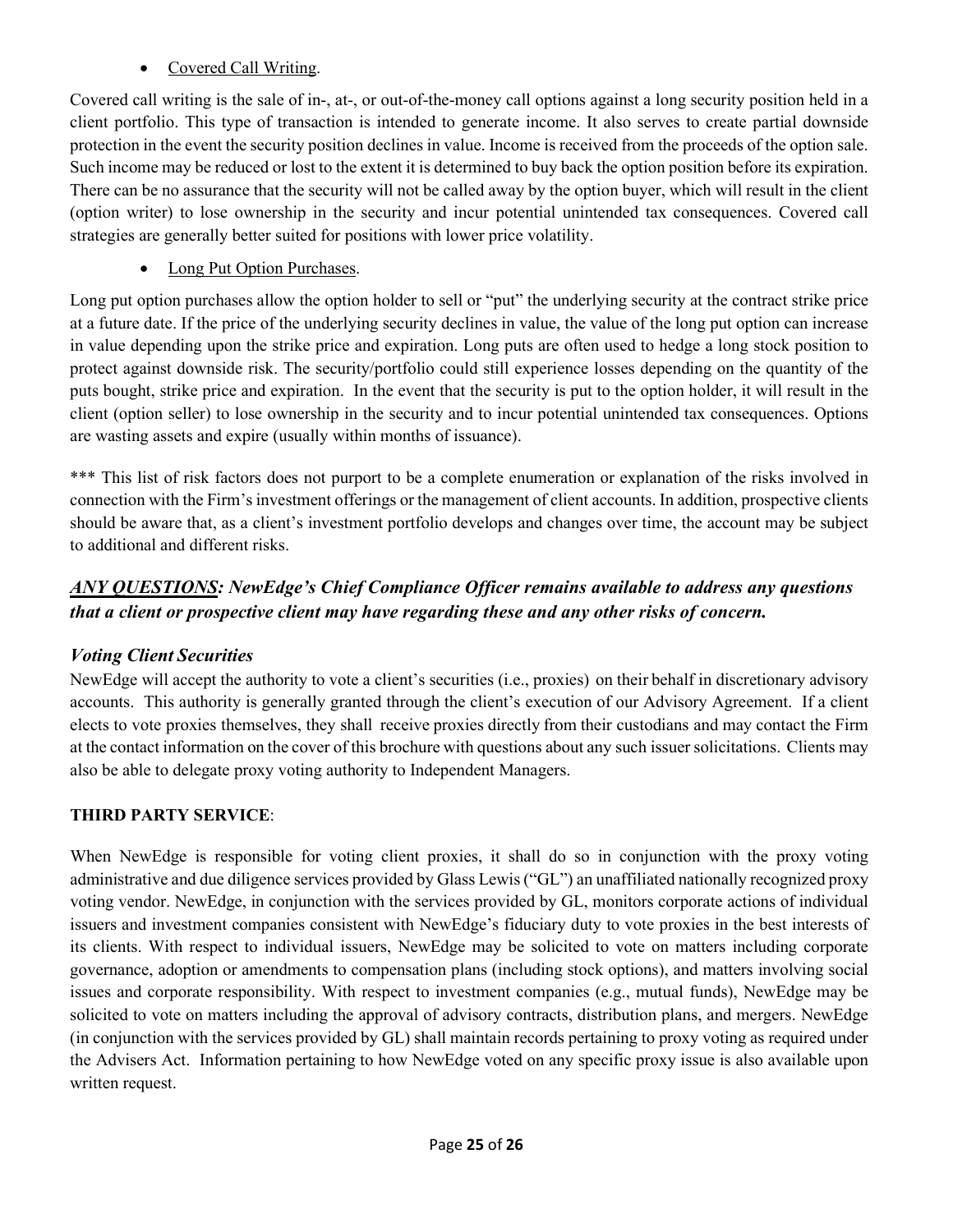- Covered Call Writing.

Covered call writing is the sale of in-, at-, or out-of-the-money call options against a long security position held in a client portfolio. This type of transaction is intended to generate income. It also serves to create partial downside protection in the event the security position declines in value. Income is received from the proceeds of the option sale. Such income may be reduced or lost to the extent it is determined to buy back the option position before its expiration. There can be no assurance that the security will not be called away by the option buyer, which will result in the client (option writer) to lose ownership in the security and incur potential unintended tax consequences. Covered call strategies are generally better suited for positions with lower price volatility.

- Long Put Option Purchases.

Long put option purchases allow the option holder to sell or "put" the underlying security at the contract strike price at a future date. If the price of the underlying security declines in value, the value of the long put option can increase in value depending upon the strike price and expiration. Long puts are often used to hedge a long stock position to protect against downside risk. The security/portfolio could still experience losses depending on the quantity of the puts bought, strike price and expiration. In the event that the security is put to the option holder, it will result in the client (option seller) to lose ownership in the security and to incur potential unintended tax consequences. Options are wasting assets and expire (usually within months of issuance).

*** This list of risk factors does not purport to be a complete enumeration or explanation of the risks involved in connection with the Firm's investment offerings or the management of client accounts. In addition, prospective clients should be aware that, as a client's investment portfolio develops and changes over time, the account may be subject to additional and different risks.

***ANY QUESTIONS*: NewEdge's Chief Compliance Officer remains available to address any questions that a client or prospective client may have regarding these and any other risks of concern.**

### *Voting Client Securities*

NewEdge will accept the authority to vote a client's securities (i.e., proxies) on their behalf in discretionary advisory accounts. This authority is generally granted through the client's execution of our Advisory Agreement. If a client elects to vote proxies themselves, they shall receive proxies directly from their custodians and may contact the Firm at the contact information on the cover of this brochure with questions about any such issuer solicitations. Clients may also be able to delegate proxy voting authority to Independent Managers.

**THIRD PARTY SERVICE**:

When NewEdge is responsible for voting client proxies, it shall do so in conjunction with the proxy voting administrative and due diligence services provided by Glass Lewis ("GL") an unaffiliated nationally recognized proxy voting vendor. NewEdge, in conjunction with the services provided by GL, monitors corporate actions of individual issuers and investment companies consistent with NewEdge's fiduciary duty to vote proxies in the best interests of its clients. With respect to individual issuers, NewEdge may be solicited to vote on matters including corporate governance, adoption or amendments to compensation plans (including stock options), and matters involving social issues and corporate responsibility. With respect to investment companies (e.g., mutual funds), NewEdge may be solicited to vote on matters including the approval of advisory contracts, distribution plans, and mergers. NewEdge (in conjunction with the services provided by GL) shall maintain records pertaining to proxy voting as required under the Advisers Act. Information pertaining to how NewEdge voted on any specific proxy issue is also available upon written request.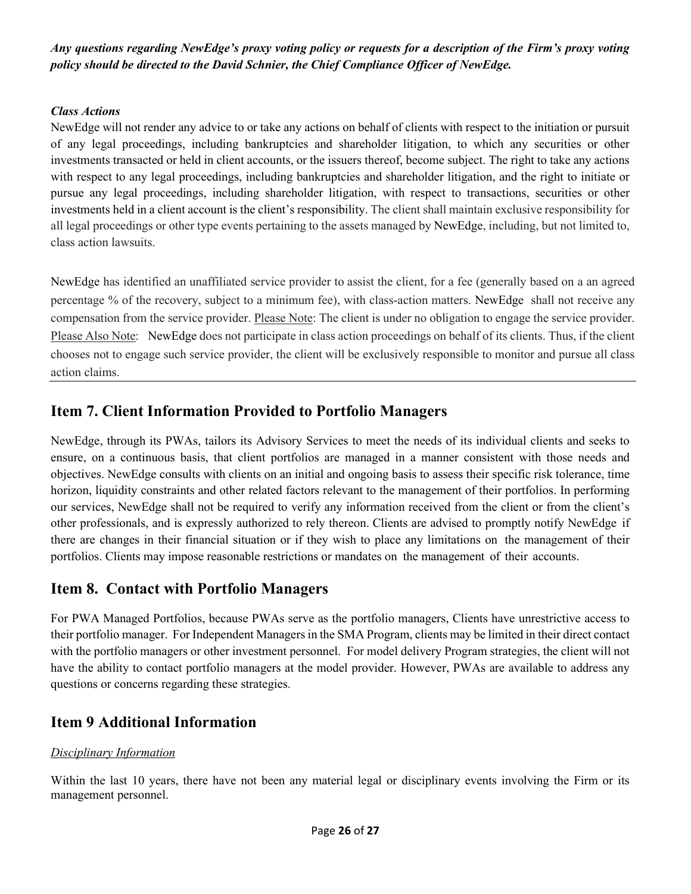***Any questions regarding NewEdge's proxy voting policy or requests for a description of the Firm's proxy voting policy should be directed to the David Schnier, the Chief Compliance Officer of NewEdge.***

***Class Actions***

NewEdge will not render any advice to or take any actions on behalf of clients with respect to the initiation or pursuit of any legal proceedings, including bankruptcies and shareholder litigation, to which any securities or other investments transacted or held in client accounts, or the issuers thereof, become subject. The right to take any actions with respect to any legal proceedings, including bankruptcies and shareholder litigation, and the right to initiate or pursue any legal proceedings, including shareholder litigation, with respect to transactions, securities or other investments held in a client account is the client's responsibility. The client shall maintain exclusive responsibility for all legal proceedings or other type events pertaining to the assets managed by NewEdge, including, but not limited to, class action lawsuits.

NewEdge has identified an unaffiliated service provider to assist the client, for a fee (generally based on a an agreed percentage % of the recovery, subject to a minimum fee), with class-action matters. NewEdge shall not receive any compensation from the service provider. Please Note: The client is under no obligation to engage the service provider. Please Also Note: NewEdge does not participate in class action proceedings on behalf of its clients. Thus, if the client chooses not to engage such service provider, the client will be exclusively responsible to monitor and pursue all class action claims.

## Item 7. Client Information Provided to Portfolio Managers

NewEdge, through its PWAs, tailors its Advisory Services to meet the needs of its individual clients and seeks to ensure, on a continuous basis, that client portfolios are managed in a manner consistent with those needs and objectives. NewEdge consults with clients on an initial and ongoing basis to assess their specific risk tolerance, time horizon, liquidity constraints and other related factors relevant to the management of their portfolios. In performing our services, NewEdge shall not be required to verify any information received from the client or from the client's other professionals, and is expressly authorized to rely thereon. Clients are advised to promptly notify NewEdge if there are changes in their financial situation or if they wish to place any limitations on the management of their portfolios. Clients may impose reasonable restrictions or mandates on the management of their accounts.

## Item 8. Contact with Portfolio Managers

For PWA Managed Portfolios, because PWAs serve as the portfolio managers, Clients have unrestrictive access to their portfolio manager. For Independent Managers in the SMA Program, clients may be limited in their direct contact with the portfolio managers or other investment personnel. For model delivery Program strategies, the client will not have the ability to contact portfolio managers at the model provider. However, PWAs are available to address any questions or concerns regarding these strategies.

## Item 9 Additional Information

*Disciplinary Information*

Within the last 10 years, there have not been any material legal or disciplinary events involving the Firm or its management personnel.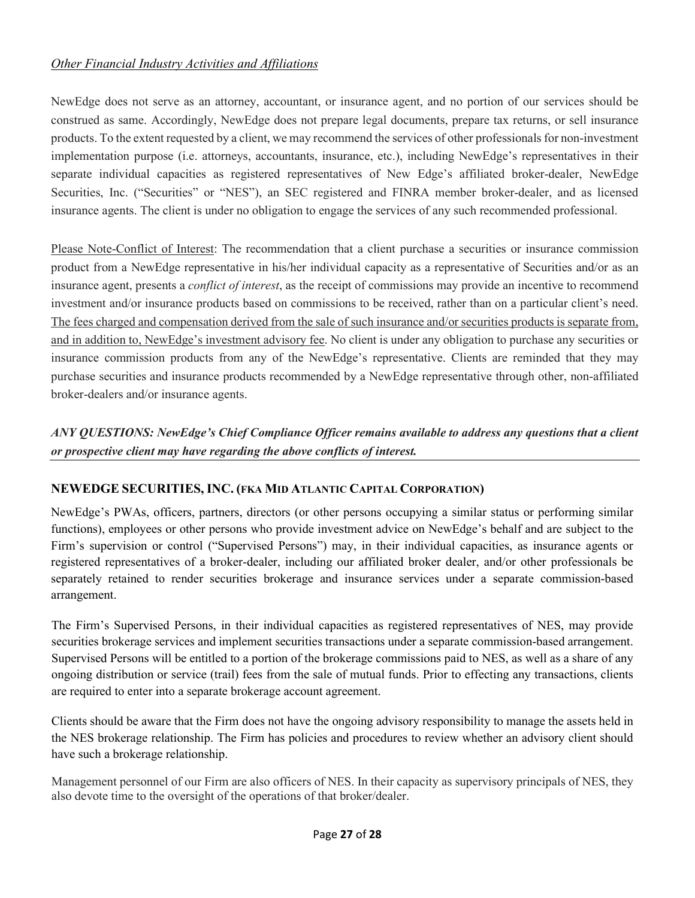*<u>Other Financial Industry Activities and Affiliations</u>*

NewEdge does not serve as an attorney, accountant, or insurance agent, and no portion of our services should be construed as same. Accordingly, NewEdge does not prepare legal documents, prepare tax returns, or sell insurance products. To the extent requested by a client, we may recommend the services of other professionals for non-investment implementation purpose (i.e. attorneys, accountants, insurance, etc.), including NewEdge's representatives in their separate individual capacities as registered representatives of New Edge's affiliated broker-dealer, NewEdge Securities, Inc. ("Securities" or "NES"), an SEC registered and FINRA member broker-dealer, and as licensed insurance agents. The client is under no obligation to engage the services of any such recommended professional.

<u>Please Note-Conflict of Interest</u>: The recommendation that a client purchase a securities or insurance commission product from a NewEdge representative in his/her individual capacity as a representative of Securities and/or as an insurance agent, presents a *conflict of interest*, as the receipt of commissions may provide an incentive to recommend investment and/or insurance products based on commissions to be received, rather than on a particular client's need. <u>The fees charged and compensation derived from the sale of such insurance and/or securities products is separate from, and in addition to, NewEdge's investment advisory fee</u>. No client is under any obligation to purchase any securities or insurance commission products from any of the NewEdge's representative. Clients are reminded that they may purchase securities and insurance products recommended by a NewEdge representative through other, non-affiliated broker-dealers and/or insurance agents.

***ANY QUESTIONS: NewEdge's Chief Compliance Officer remains available to address any questions that a client or prospective client may have regarding the above conflicts of interest.***

### NEWEDGE SECURITIES, INC. (FKA MID ATLANTIC CAPITAL CORPORATION)

NewEdge's PWAs, officers, partners, directors (or other persons occupying a similar status or performing similar functions), employees or other persons who provide investment advice on NewEdge's behalf and are subject to the Firm's supervision or control ("Supervised Persons") may, in their individual capacities, as insurance agents or registered representatives of a broker-dealer, including our affiliated broker dealer, and/or other professionals be separately retained to render securities brokerage and insurance services under a separate commission-based arrangement.

The Firm's Supervised Persons, in their individual capacities as registered representatives of NES, may provide securities brokerage services and implement securities transactions under a separate commission-based arrangement. Supervised Persons will be entitled to a portion of the brokerage commissions paid to NES, as well as a share of any ongoing distribution or service (trail) fees from the sale of mutual funds. Prior to effecting any transactions, clients are required to enter into a separate brokerage account agreement.

Clients should be aware that the Firm does not have the ongoing advisory responsibility to manage the assets held in the NES brokerage relationship. The Firm has policies and procedures to review whether an advisory client should have such a brokerage relationship.

Management personnel of our Firm are also officers of NES. In their capacity as supervisory principals of NES, they also devote time to the oversight of the operations of that broker/dealer.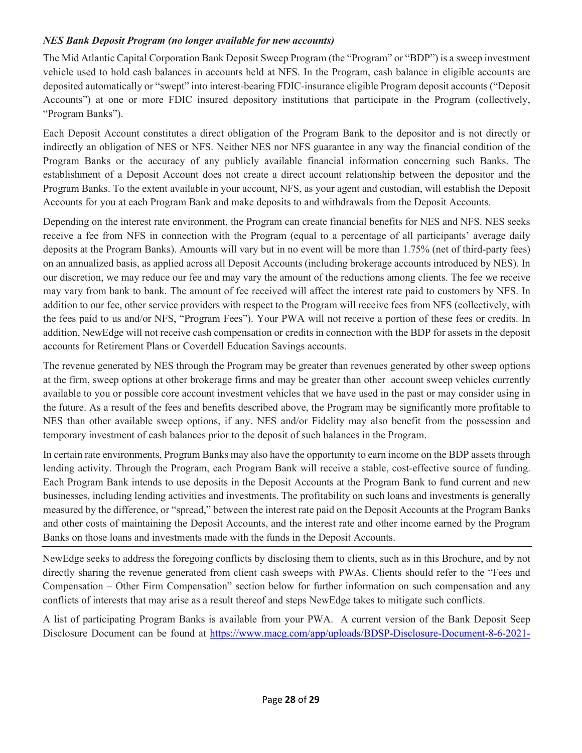*NES Bank Deposit Program (no longer available for new accounts)*

The Mid Atlantic Capital Corporation Bank Deposit Sweep Program (the "Program" or "BDP") is a sweep investment vehicle used to hold cash balances in accounts held at NFS. In the Program, cash balance in eligible accounts are deposited automatically or "swept" into interest-bearing FDIC-insurance eligible Program deposit accounts ("Deposit Accounts") at one or more FDIC insured depository institutions that participate in the Program (collectively, "Program Banks").

Each Deposit Account constitutes a direct obligation of the Program Bank to the depositor and is not directly or indirectly an obligation of NES or NFS. Neither NES nor NFS guarantee in any way the financial condition of the Program Banks or the accuracy of any publicly available financial information concerning such Banks. The establishment of a Deposit Account does not create a direct account relationship between the depositor and the Program Banks. To the extent available in your account, NFS, as your agent and custodian, will establish the Deposit Accounts for you at each Program Bank and make deposits to and withdrawals from the Deposit Accounts.

Depending on the interest rate environment, the Program can create financial benefits for NES and NFS. NES seeks receive a fee from NFS in connection with the Program (equal to a percentage of all participants' average daily deposits at the Program Banks). Amounts will vary but in no event will be more than 1.75% (net of third-party fees) on an annualized basis, as applied across all Deposit Accounts (including brokerage accounts introduced by NES). In our discretion, we may reduce our fee and may vary the amount of the reductions among clients. The fee we receive may vary from bank to bank. The amount of fee received will affect the interest rate paid to customers by NFS. In addition to our fee, other service providers with respect to the Program will receive fees from NFS (collectively, with the fees paid to us and/or NFS, "Program Fees"). Your PWA will not receive a portion of these fees or credits. In addition, NewEdge will not receive cash compensation or credits in connection with the BDP for assets in the deposit accounts for Retirement Plans or Coverdell Education Savings accounts.

The revenue generated by NES through the Program may be greater than revenues generated by other sweep options at the firm, sweep options at other brokerage firms and may be greater than other account sweep vehicles currently available to you or possible core account investment vehicles that we have used in the past or may consider using in the future. As a result of the fees and benefits described above, the Program may be significantly more profitable to NES than other available sweep options, if any. NES and/or Fidelity may also benefit from the possession and temporary investment of cash balances prior to the deposit of such balances in the Program.

In certain rate environments, Program Banks may also have the opportunity to earn income on the BDP assets through lending activity. Through the Program, each Program Bank will receive a stable, cost-effective source of funding. Each Program Bank intends to use deposits in the Deposit Accounts at the Program Bank to fund current and new businesses, including lending activities and investments. The profitability on such loans and investments is generally measured by the difference, or "spread," between the interest rate paid on the Deposit Accounts at the Program Banks and other costs of maintaining the Deposit Accounts, and the interest rate and other income earned by the Program Banks on those loans and investments made with the funds in the Deposit Accounts.

---

NewEdge seeks to address the foregoing conflicts by disclosing them to clients, such as in this Brochure, and by not directly sharing the revenue generated from client cash sweeps with PWAs. Clients should refer to the "Fees and Compensation – Other Firm Compensation" section below for further information on such compensation and any conflicts of interests that may arise as a result thereof and steps NewEdge takes to mitigate such conflicts.

A list of participating Program Banks is available from your PWA. A current version of the Bank Deposit Seep Disclosure Document can be found at https://www.macg.com/app/uploads/BDSP-Disclosure-Document-8-6-2021-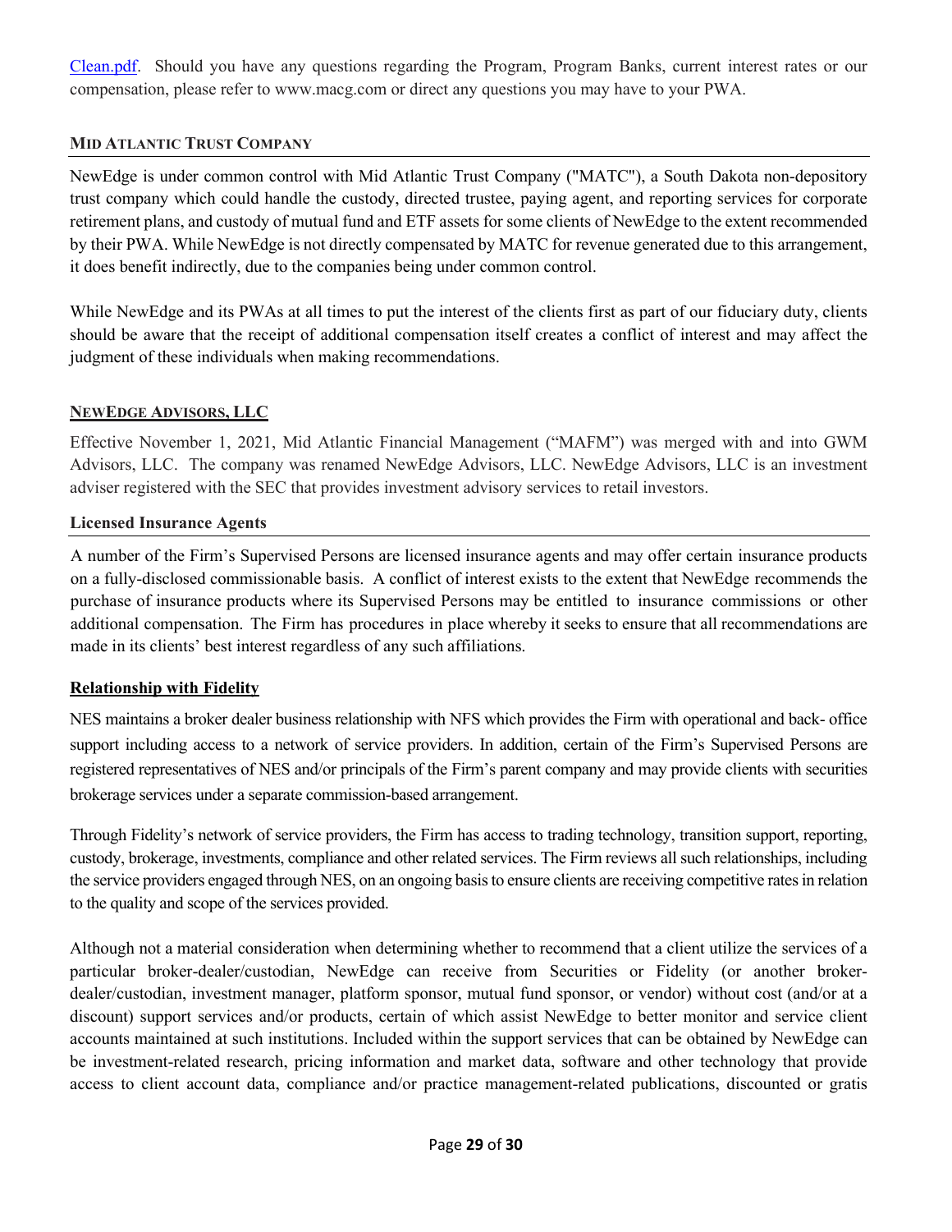Clean.pdf. Should you have any questions regarding the Program, Program Banks, current interest rates or our compensation, please refer to www.macg.com or direct any questions you may have to your PWA.

### MID ATLANTIC TRUST COMPANY

NewEdge is under common control with Mid Atlantic Trust Company ("MATC"), a South Dakota non-depository trust company which could handle the custody, directed trustee, paying agent, and reporting services for corporate retirement plans, and custody of mutual fund and ETF assets for some clients of NewEdge to the extent recommended by their PWA. While NewEdge is not directly compensated by MATC for revenue generated due to this arrangement, it does benefit indirectly, due to the companies being under common control.

While NewEdge and its PWAs at all times to put the interest of the clients first as part of our fiduciary duty, clients should be aware that the receipt of additional compensation itself creates a conflict of interest and may affect the judgment of these individuals when making recommendations.

### NEWEDGE ADVISORS, LLC

Effective November 1, 2021, Mid Atlantic Financial Management ("MAFM") was merged with and into GWM Advisors, LLC. The company was renamed NewEdge Advisors, LLC. NewEdge Advisors, LLC is an investment adviser registered with the SEC that provides investment advisory services to retail investors.

### Licensed Insurance Agents

A number of the Firm's Supervised Persons are licensed insurance agents and may offer certain insurance products on a fully-disclosed commissionable basis. A conflict of interest exists to the extent that NewEdge recommends the purchase of insurance products where its Supervised Persons may be entitled to insurance commissions or other additional compensation. The Firm has procedures in place whereby it seeks to ensure that all recommendations are made in its clients' best interest regardless of any such affiliations.

### Relationship with Fidelity

NES maintains a broker dealer business relationship with NFS which provides the Firm with operational and back- office support including access to a network of service providers. In addition, certain of the Firm's Supervised Persons are registered representatives of NES and/or principals of the Firm's parent company and may provide clients with securities brokerage services under a separate commission-based arrangement.

Through Fidelity's network of service providers, the Firm has access to trading technology, transition support, reporting, custody, brokerage, investments, compliance and other related services. The Firm reviews all such relationships, including the service providers engaged through NES, on an ongoing basis to ensure clients are receiving competitive rates in relation to the quality and scope of the services provided.

Although not a material consideration when determining whether to recommend that a client utilize the services of a particular broker-dealer/custodian, NewEdge can receive from Securities or Fidelity (or another broker-dealer/custodian, investment manager, platform sponsor, mutual fund sponsor, or vendor) without cost (and/or at a discount) support services and/or products, certain of which assist NewEdge to better monitor and service client accounts maintained at such institutions. Included within the support services that can be obtained by NewEdge can be investment-related research, pricing information and market data, software and other technology that provide access to client account data, compliance and/or practice management-related publications, discounted or gratis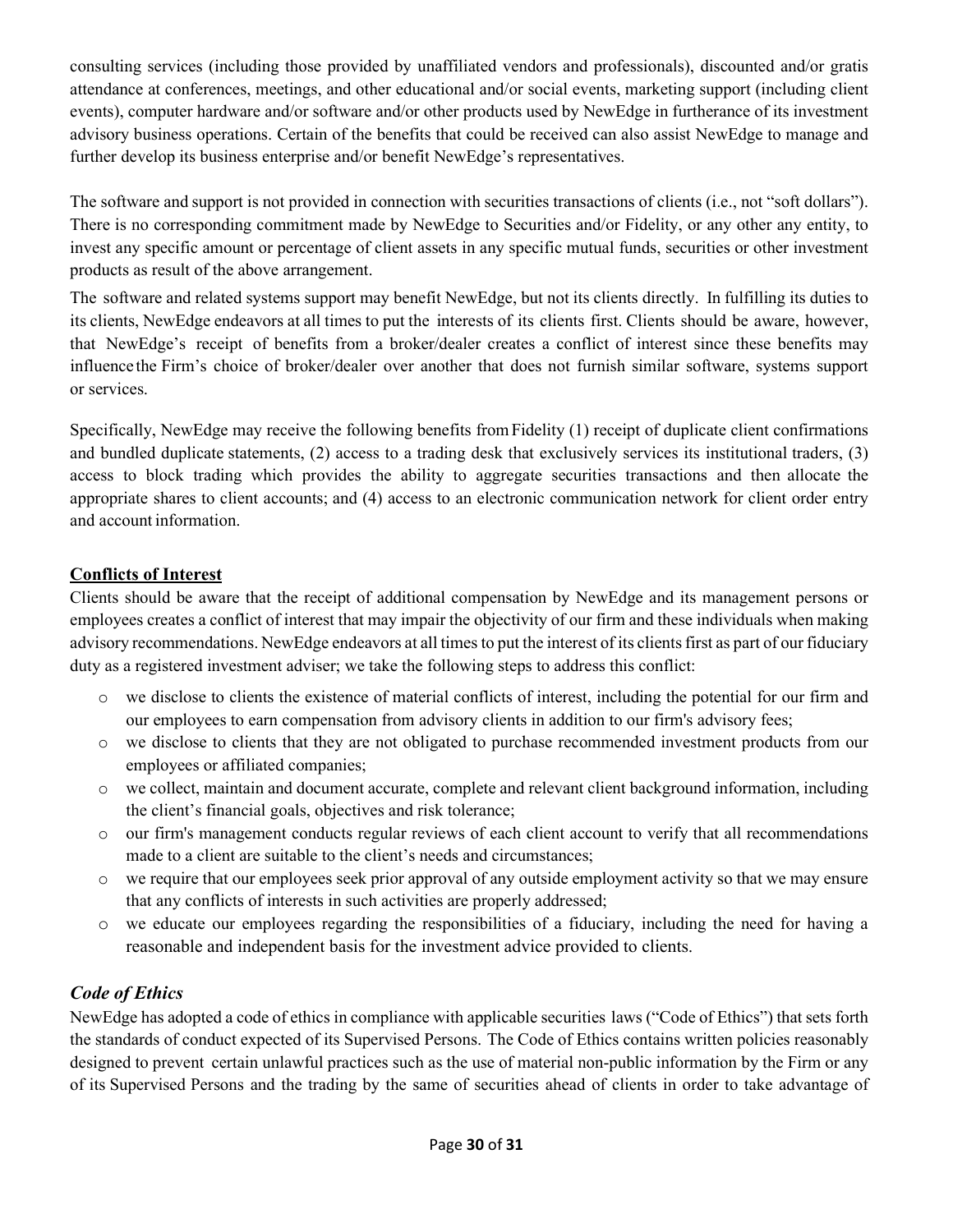consulting services (including those provided by unaffiliated vendors and professionals), discounted and/or gratis attendance at conferences, meetings, and other educational and/or social events, marketing support (including client events), computer hardware and/or software and/or other products used by NewEdge in furtherance of its investment advisory business operations. Certain of the benefits that could be received can also assist NewEdge to manage and further develop its business enterprise and/or benefit NewEdge's representatives.

The software and support is not provided in connection with securities transactions of clients (i.e., not "soft dollars"). There is no corresponding commitment made by NewEdge to Securities and/or Fidelity, or any other any entity, to invest any specific amount or percentage of client assets in any specific mutual funds, securities or other investment products as result of the above arrangement.

The software and related systems support may benefit NewEdge, but not its clients directly. In fulfilling its duties to its clients, NewEdge endeavors at all times to put the interests of its clients first. Clients should be aware, however, that NewEdge's receipt of benefits from a broker/dealer creates a conflict of interest since these benefits may influence the Firm's choice of broker/dealer over another that does not furnish similar software, systems support or services.

Specifically, NewEdge may receive the following benefits from Fidelity (1) receipt of duplicate client confirmations and bundled duplicate statements, (2) access to a trading desk that exclusively services its institutional traders, (3) access to block trading which provides the ability to aggregate securities transactions and then allocate the appropriate shares to client accounts; and (4) access to an electronic communication network for client order entry and account information.

**Conflicts of Interest**

Clients should be aware that the receipt of additional compensation by NewEdge and its management persons or employees creates a conflict of interest that may impair the objectivity of our firm and these individuals when making advisory recommendations. NewEdge endeavors at all times to put the interest of its clients first as part of our fiduciary duty as a registered investment adviser; we take the following steps to address this conflict:

- we disclose to clients the existence of material conflicts of interest, including the potential for our firm and our employees to earn compensation from advisory clients in addition to our firm's advisory fees;
- we disclose to clients that they are not obligated to purchase recommended investment products from our employees or affiliated companies;
- we collect, maintain and document accurate, complete and relevant client background information, including the client's financial goals, objectives and risk tolerance;
- our firm's management conducts regular reviews of each client account to verify that all recommendations made to a client are suitable to the client's needs and circumstances;
- we require that our employees seek prior approval of any outside employment activity so that we may ensure that any conflicts of interests in such activities are properly addressed;
- we educate our employees regarding the responsibilities of a fiduciary, including the need for having a reasonable and independent basis for the investment advice provided to clients.

### *Code of Ethics*

NewEdge has adopted a code of ethics in compliance with applicable securities laws ("Code of Ethics") that sets forth the standards of conduct expected of its Supervised Persons. The Code of Ethics contains written policies reasonably designed to prevent certain unlawful practices such as the use of material non-public information by the Firm or any of its Supervised Persons and the trading by the same of securities ahead of clients in order to take advantage of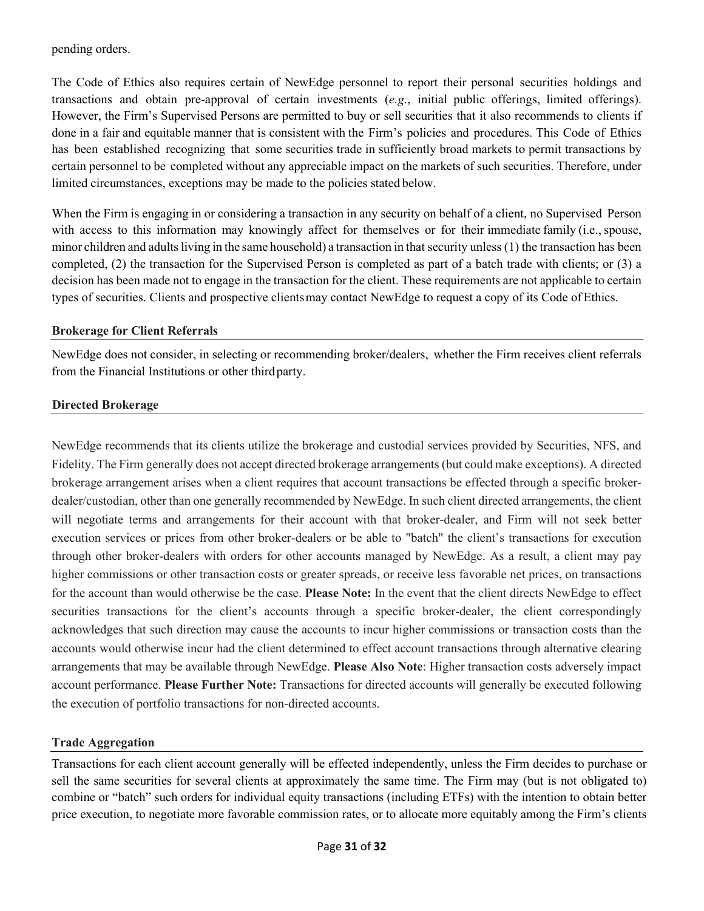pending orders.

The Code of Ethics also requires certain of NewEdge personnel to report their personal securities holdings and transactions and obtain pre-approval of certain investments (*e.g*., initial public offerings, limited offerings). However, the Firm's Supervised Persons are permitted to buy or sell securities that it also recommends to clients if done in a fair and equitable manner that is consistent with the Firm's policies and procedures. This Code of Ethics has been established recognizing that some securities trade in sufficiently broad markets to permit transactions by certain personnel to be completed without any appreciable impact on the markets of such securities. Therefore, under limited circumstances, exceptions may be made to the policies stated below.

When the Firm is engaging in or considering a transaction in any security on behalf of a client, no Supervised Person with access to this information may knowingly affect for themselves or for their immediate family (i.e., spouse, minor children and adults living in the same household) a transaction in that security unless (1) the transaction has been completed, (2) the transaction for the Supervised Person is completed as part of a batch trade with clients; or (3) a decision has been made not to engage in the transaction for the client. These requirements are not applicable to certain types of securities. Clients and prospective clients may contact NewEdge to request a copy of its Code of Ethics.

### Brokerage for Client Referrals

NewEdge does not consider, in selecting or recommending broker/dealers, whether the Firm receives client referrals from the Financial Institutions or other third party.

### Directed Brokerage

NewEdge recommends that its clients utilize the brokerage and custodial services provided by Securities, NFS, and Fidelity. The Firm generally does not accept directed brokerage arrangements (but could make exceptions). A directed brokerage arrangement arises when a client requires that account transactions be effected through a specific broker-dealer/custodian, other than one generally recommended by NewEdge. In such client directed arrangements, the client will negotiate terms and arrangements for their account with that broker-dealer, and Firm will not seek better execution services or prices from other broker-dealers or be able to "batch" the client's transactions for execution through other broker-dealers with orders for other accounts managed by NewEdge. As a result, a client may pay higher commissions or other transaction costs or greater spreads, or receive less favorable net prices, on transactions for the account than would otherwise be the case. **Please Note:** In the event that the client directs NewEdge to effect securities transactions for the client's accounts through a specific broker-dealer, the client correspondingly acknowledges that such direction may cause the accounts to incur higher commissions or transaction costs than the accounts would otherwise incur had the client determined to effect account transactions through alternative clearing arrangements that may be available through NewEdge. **Please Also Note**: Higher transaction costs adversely impact account performance. **Please Further Note:** Transactions for directed accounts will generally be executed following the execution of portfolio transactions for non-directed accounts.

### Trade Aggregation

Transactions for each client account generally will be effected independently, unless the Firm decides to purchase or sell the same securities for several clients at approximately the same time. The Firm may (but is not obligated to) combine or "batch" such orders for individual equity transactions (including ETFs) with the intention to obtain better price execution, to negotiate more favorable commission rates, or to allocate more equitably among the Firm's clients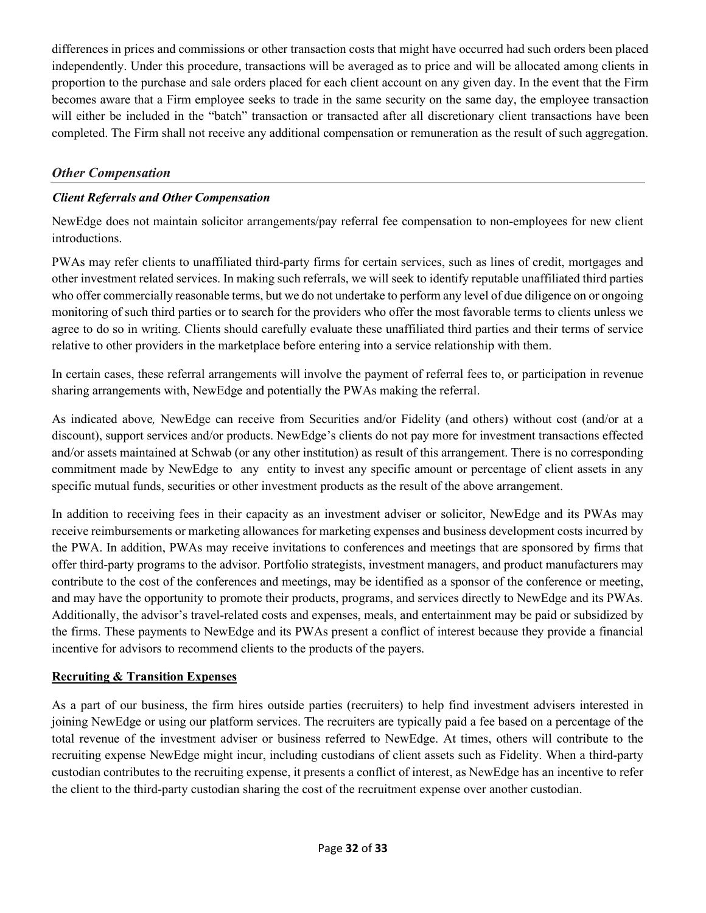differences in prices and commissions or other transaction costs that might have occurred had such orders been placed independently. Under this procedure, transactions will be averaged as to price and will be allocated among clients in proportion to the purchase and sale orders placed for each client account on any given day. In the event that the Firm becomes aware that a Firm employee seeks to trade in the same security on the same day, the employee transaction will either be included in the "batch" transaction or transacted after all discretionary client transactions have been completed. The Firm shall not receive any additional compensation or remuneration as the result of such aggregation.

## *Other Compensation*

### *Client Referrals and Other Compensation*

NewEdge does not maintain solicitor arrangements/pay referral fee compensation to non-employees for new client introductions.

PWAs may refer clients to unaffiliated third-party firms for certain services, such as lines of credit, mortgages and other investment related services. In making such referrals, we will seek to identify reputable unaffiliated third parties who offer commercially reasonable terms, but we do not undertake to perform any level of due diligence on or ongoing monitoring of such third parties or to search for the providers who offer the most favorable terms to clients unless we agree to do so in writing. Clients should carefully evaluate these unaffiliated third parties and their terms of service relative to other providers in the marketplace before entering into a service relationship with them.

In certain cases, these referral arrangements will involve the payment of referral fees to, or participation in revenue sharing arrangements with, NewEdge and potentially the PWAs making the referral.

As indicated above*,* NewEdge can receive from Securities and/or Fidelity (and others) without cost (and/or at a discount), support services and/or products. NewEdge's clients do not pay more for investment transactions effected and/or assets maintained at Schwab (or any other institution) as result of this arrangement. There is no corresponding commitment made by NewEdge to any entity to invest any specific amount or percentage of client assets in any specific mutual funds, securities or other investment products as the result of the above arrangement.

In addition to receiving fees in their capacity as an investment adviser or solicitor, NewEdge and its PWAs may receive reimbursements or marketing allowances for marketing expenses and business development costs incurred by the PWA. In addition, PWAs may receive invitations to conferences and meetings that are sponsored by firms that offer third-party programs to the advisor. Portfolio strategists, investment managers, and product manufacturers may contribute to the cost of the conferences and meetings, may be identified as a sponsor of the conference or meeting, and may have the opportunity to promote their products, programs, and services directly to NewEdge and its PWAs. Additionally, the advisor's travel-related costs and expenses, meals, and entertainment may be paid or subsidized by the firms. These payments to NewEdge and its PWAs present a conflict of interest because they provide a financial incentive for advisors to recommend clients to the products of the payers.

**Recruiting & Transition Expenses**

As a part of our business, the firm hires outside parties (recruiters) to help find investment advisers interested in joining NewEdge or using our platform services. The recruiters are typically paid a fee based on a percentage of the total revenue of the investment adviser or business referred to NewEdge. At times, others will contribute to the recruiting expense NewEdge might incur, including custodians of client assets such as Fidelity. When a third-party custodian contributes to the recruiting expense, it presents a conflict of interest, as NewEdge has an incentive to refer the client to the third-party custodian sharing the cost of the recruitment expense over another custodian.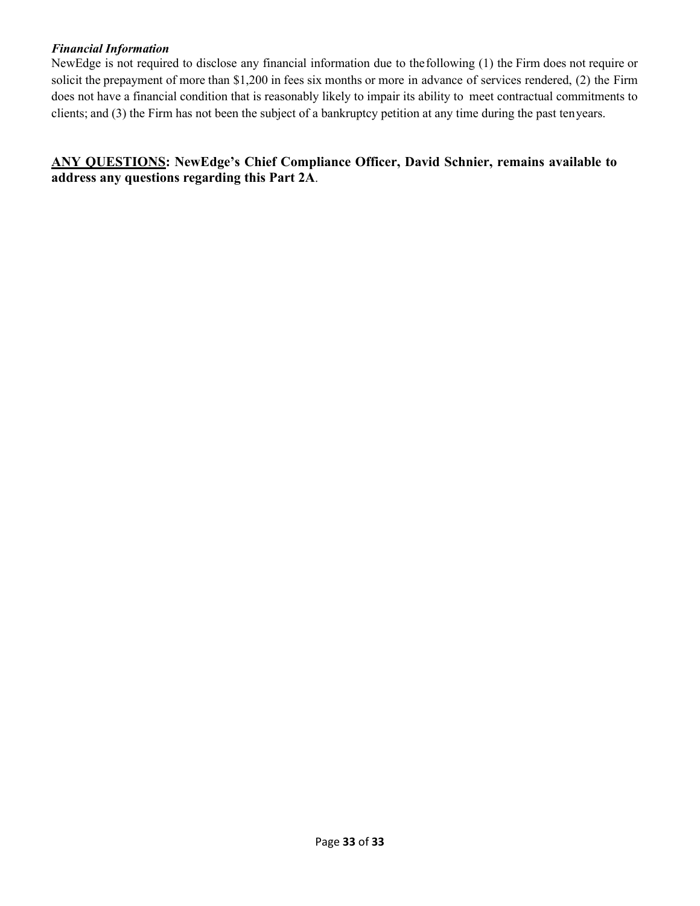***Financial Information***

NewEdge is not required to disclose any financial information due to the following (1) the Firm does not require or solicit the prepayment of more than $1,200 in fees six months or more in advance of services rendered, (2) the Firm does not have a financial condition that is reasonably likely to impair its ability to meet contractual commitments to clients; and (3) the Firm has not been the subject of a bankruptcy petition at any time during the past ten years.

**<u>ANY QUESTIONS</u>: NewEdge's Chief Compliance Officer, David Schnier, remains available to address any questions regarding this Part 2A**.